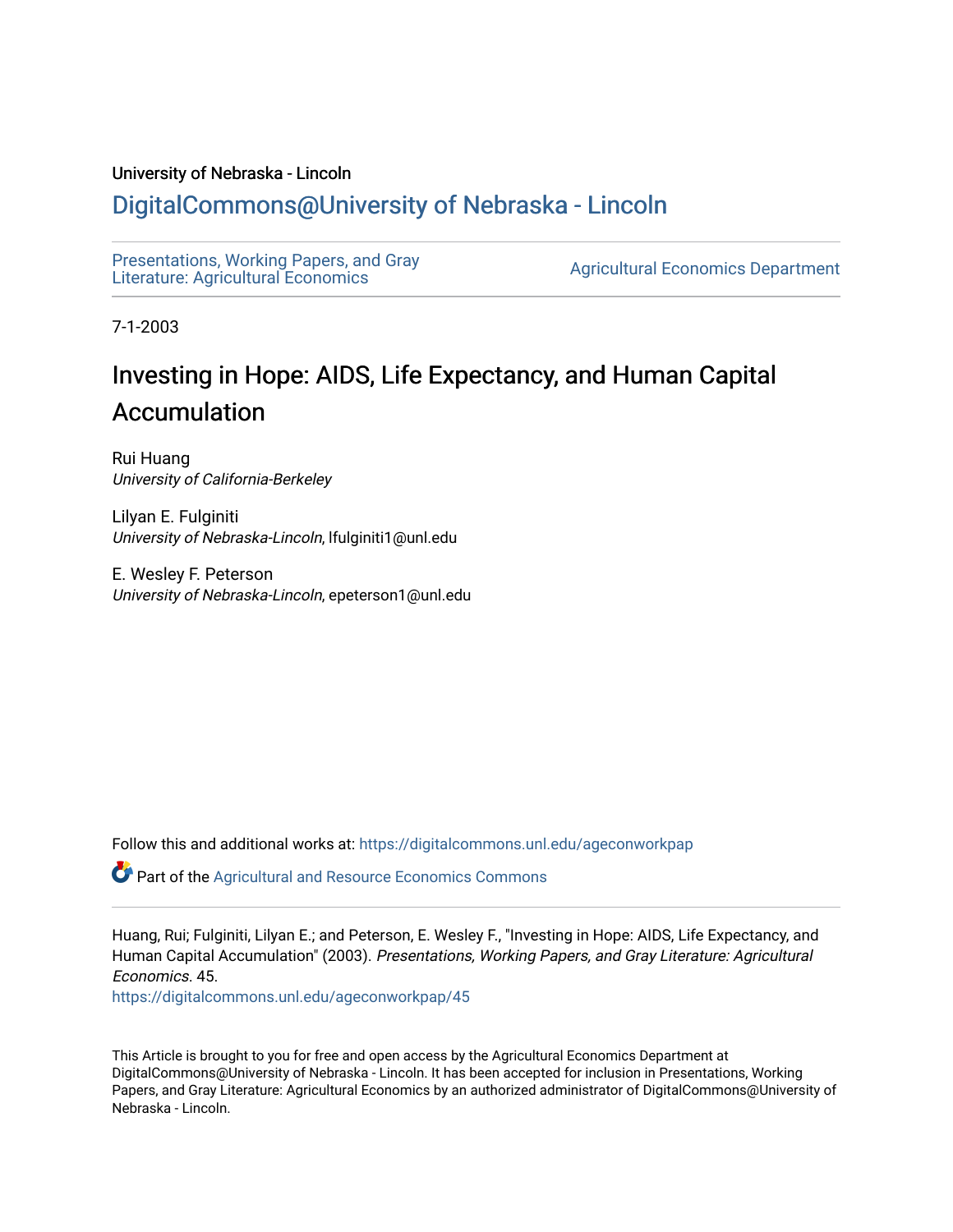University of Nebraska - Lincoln

## DigitalCommons@University of Nebraska - Lincoln

Presentations, Working Papers, and Gray Literature: Agricultural Economics

Agricultural Economics Department

7-1-2003

# Investing in Hope: AIDS, Life Expectancy, and Human Capital Accumulation

Rui Huang
*University of California-Berkeley*

Lilyan E. Fulginiti
*University of Nebraska-Lincoln*, lfulginiti1@unl.edu

E. Wesley F. Peterson
*University of Nebraska-Lincoln*, epeterson1@unl.edu

Follow this and additional works at: https://digitalcommons.unl.edu/ageconworkpap

Part of the Agricultural and Resource Economics Commons

Huang, Rui; Fulginiti, Lilyan E.; and Peterson, E. Wesley F., "Investing in Hope: AIDS, Life Expectancy, and Human Capital Accumulation" (2003). *Presentations, Working Papers, and Gray Literature: Agricultural Economics*. 45.
https://digitalcommons.unl.edu/ageconworkpap/45

This Article is brought to you for free and open access by the Agricultural Economics Department at DigitalCommons@University of Nebraska - Lincoln. It has been accepted for inclusion in Presentations, Working Papers, and Gray Literature: Agricultural Economics by an authorized administrator of DigitalCommons@University of Nebraska - Lincoln.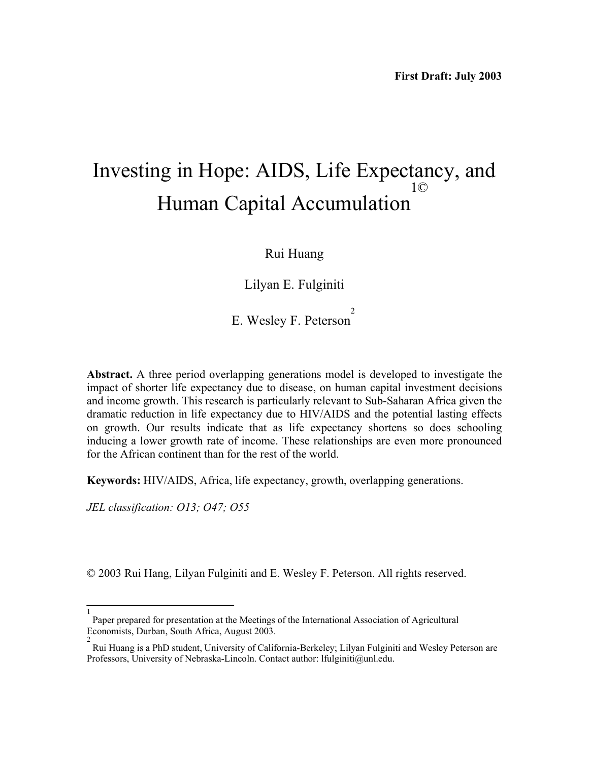**First Draft: July 2003**

# Investing in Hope: AIDS, Life Expectancy, and Human Capital Accumulation[1©]

Rui Huang

Lilyan E. Fulginiti

E. Wesley F. Peterson[2]

**Abstract.** A three period overlapping generations model is developed to investigate the impact of shorter life expectancy due to disease, on human capital investment decisions and income growth. This research is particularly relevant to Sub-Saharan Africa given the dramatic reduction in life expectancy due to HIV/AIDS and the potential lasting effects on growth. Our results indicate that as life expectancy shortens so does schooling inducing a lower growth rate of income. These relationships are even more pronounced for the African continent than for the rest of the world.

**Keywords:** HIV/AIDS, Africa, life expectancy, growth, overlapping generations.

*JEL classification: O13; O47; O55*

© 2003 Rui Hang, Lilyan Fulginiti and E. Wesley F. Peterson. All rights reserved.

---

[1] Paper prepared for presentation at the Meetings of the International Association of Agricultural Economists, Durban, South Africa, August 2003.

[2] Rui Huang is a PhD student, University of California-Berkeley; Lilyan Fulginiti and Wesley Peterson are Professors, University of Nebraska-Lincoln. Contact author: lfulginiti@unl.edu.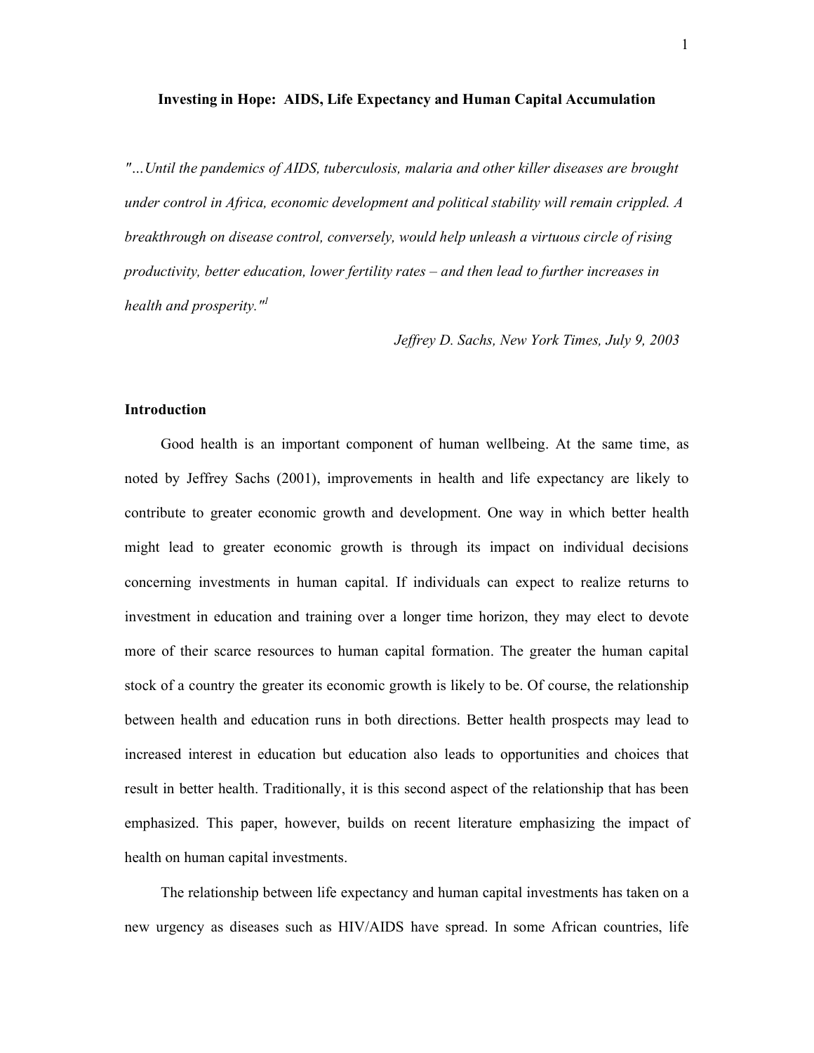# Investing in Hope: AIDS, Life Expectancy and Human Capital Accumulation

*"…Until the pandemics of AIDS, tuberculosis, malaria and other killer diseases are brought under control in Africa, economic development and political stability will remain crippled. A breakthrough on disease control, conversely, would help unleash a virtuous circle of rising productivity, better education, lower fertility rates – and then lead to further increases in health and prosperity."*[1]

*Jeffrey D. Sachs, New York Times, July 9, 2003*

## Introduction

Good health is an important component of human wellbeing. At the same time, as noted by Jeffrey Sachs (2001), improvements in health and life expectancy are likely to contribute to greater economic growth and development. One way in which better health might lead to greater economic growth is through its impact on individual decisions concerning investments in human capital. If individuals can expect to realize returns to investment in education and training over a longer time horizon, they may elect to devote more of their scarce resources to human capital formation. The greater the human capital stock of a country the greater its economic growth is likely to be. Of course, the relationship between health and education runs in both directions. Better health prospects may lead to increased interest in education but education also leads to opportunities and choices that result in better health. Traditionally, it is this second aspect of the relationship that has been emphasized. This paper, however, builds on recent literature emphasizing the impact of health on human capital investments.

The relationship between life expectancy and human capital investments has taken on a new urgency as diseases such as HIV/AIDS have spread. In some African countries, life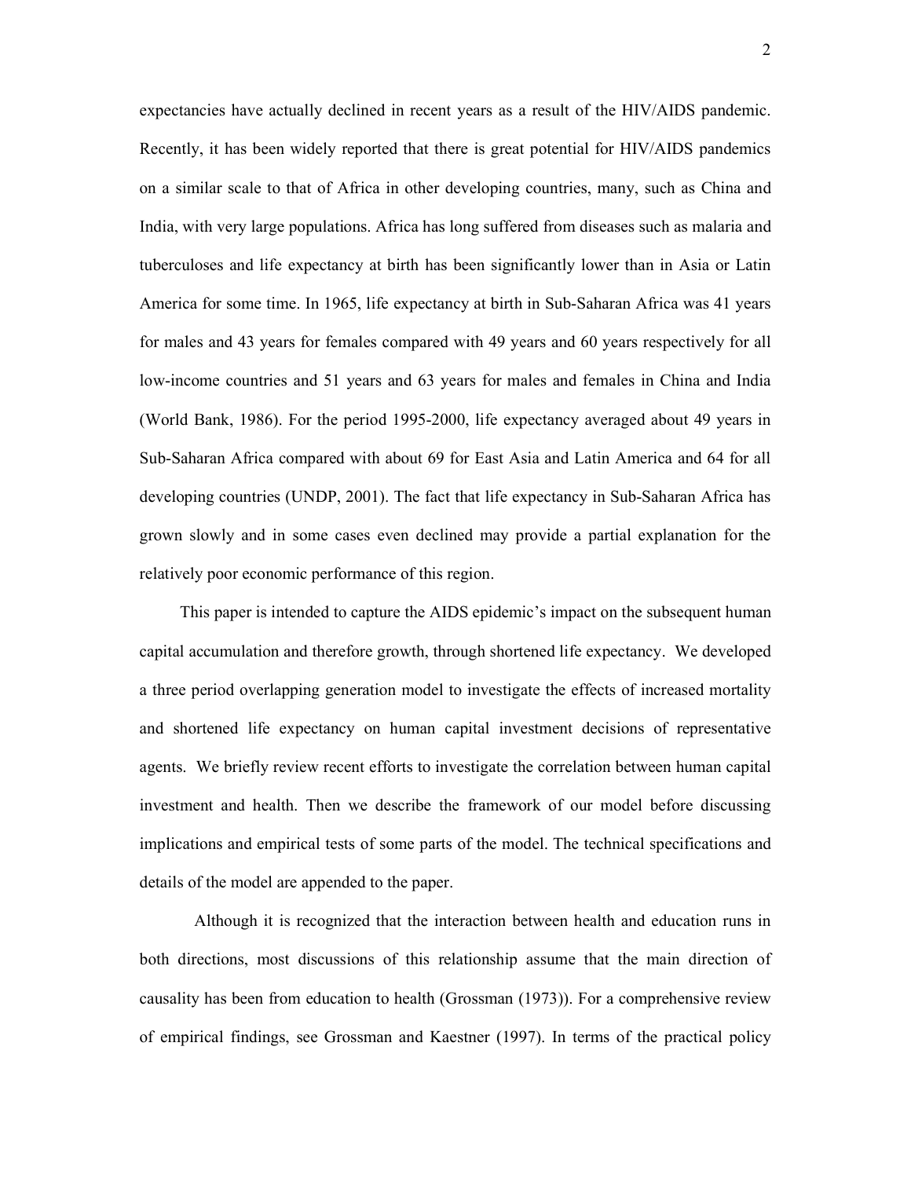expectancies have actually declined in recent years as a result of the HIV/AIDS pandemic. Recently, it has been widely reported that there is great potential for HIV/AIDS pandemics on a similar scale to that of Africa in other developing countries, many, such as China and India, with very large populations. Africa has long suffered from diseases such as malaria and tuberculoses and life expectancy at birth has been significantly lower than in Asia or Latin America for some time. In 1965, life expectancy at birth in Sub-Saharan Africa was 41 years for males and 43 years for females compared with 49 years and 60 years respectively for all low-income countries and 51 years and 63 years for males and females in China and India (World Bank, 1986). For the period 1995-2000, life expectancy averaged about 49 years in Sub-Saharan Africa compared with about 69 for East Asia and Latin America and 64 for all developing countries (UNDP, 2001). The fact that life expectancy in Sub-Saharan Africa has grown slowly and in some cases even declined may provide a partial explanation for the relatively poor economic performance of this region.

This paper is intended to capture the AIDS epidemic's impact on the subsequent human capital accumulation and therefore growth, through shortened life expectancy. We developed a three period overlapping generation model to investigate the effects of increased mortality and shortened life expectancy on human capital investment decisions of representative agents. We briefly review recent efforts to investigate the correlation between human capital investment and health. Then we describe the framework of our model before discussing implications and empirical tests of some parts of the model. The technical specifications and details of the model are appended to the paper.

Although it is recognized that the interaction between health and education runs in both directions, most discussions of this relationship assume that the main direction of causality has been from education to health (Grossman (1973)). For a comprehensive review of empirical findings, see Grossman and Kaestner (1997). In terms of the practical policy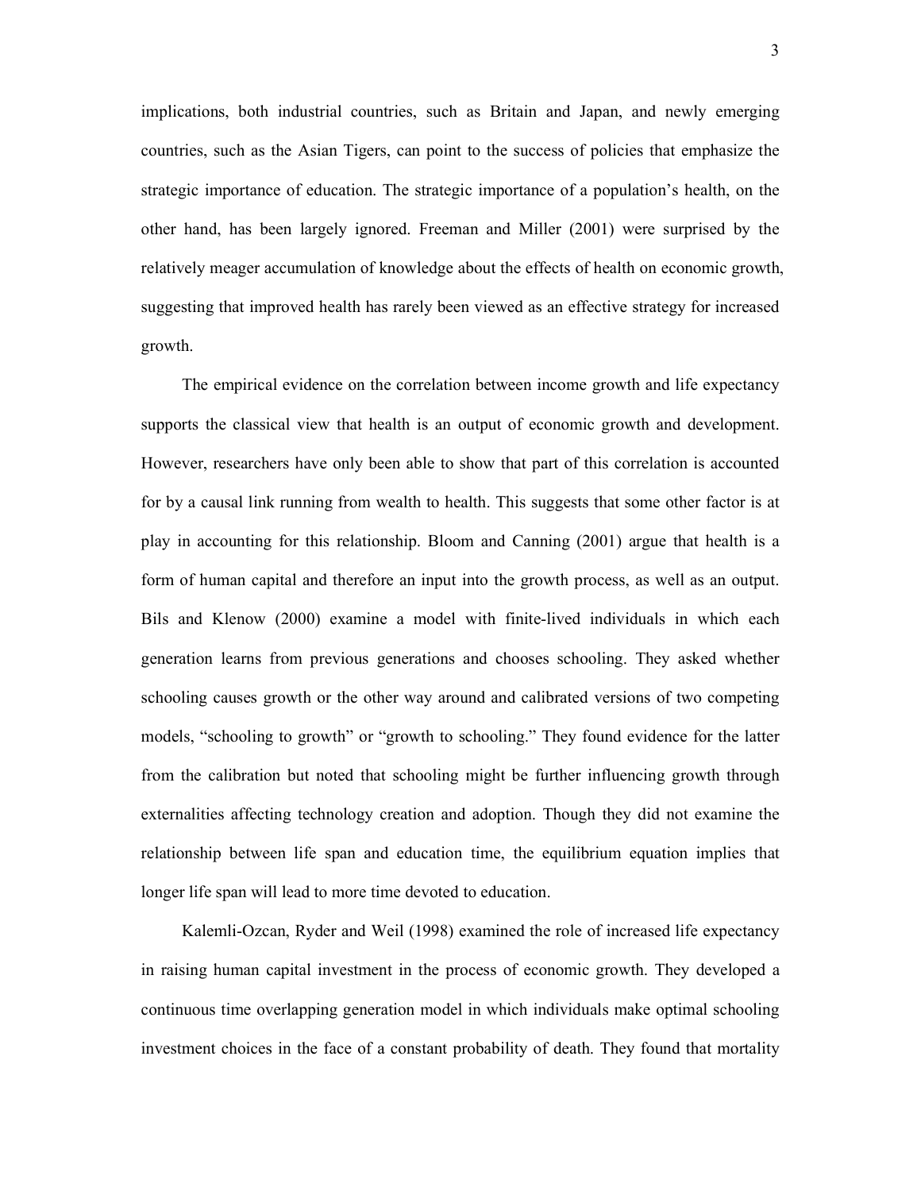implications, both industrial countries, such as Britain and Japan, and newly emerging countries, such as the Asian Tigers, can point to the success of policies that emphasize the strategic importance of education. The strategic importance of a population's health, on the other hand, has been largely ignored. Freeman and Miller (2001) were surprised by the relatively meager accumulation of knowledge about the effects of health on economic growth, suggesting that improved health has rarely been viewed as an effective strategy for increased growth.

The empirical evidence on the correlation between income growth and life expectancy supports the classical view that health is an output of economic growth and development. However, researchers have only been able to show that part of this correlation is accounted for by a causal link running from wealth to health. This suggests that some other factor is at play in accounting for this relationship. Bloom and Canning (2001) argue that health is a form of human capital and therefore an input into the growth process, as well as an output. Bils and Klenow (2000) examine a model with finite-lived individuals in which each generation learns from previous generations and chooses schooling. They asked whether schooling causes growth or the other way around and calibrated versions of two competing models, "schooling to growth" or "growth to schooling." They found evidence for the latter from the calibration but noted that schooling might be further influencing growth through externalities affecting technology creation and adoption. Though they did not examine the relationship between life span and education time, the equilibrium equation implies that longer life span will lead to more time devoted to education.

Kalemli-Ozcan, Ryder and Weil (1998) examined the role of increased life expectancy in raising human capital investment in the process of economic growth. They developed a continuous time overlapping generation model in which individuals make optimal schooling investment choices in the face of a constant probability of death. They found that mortality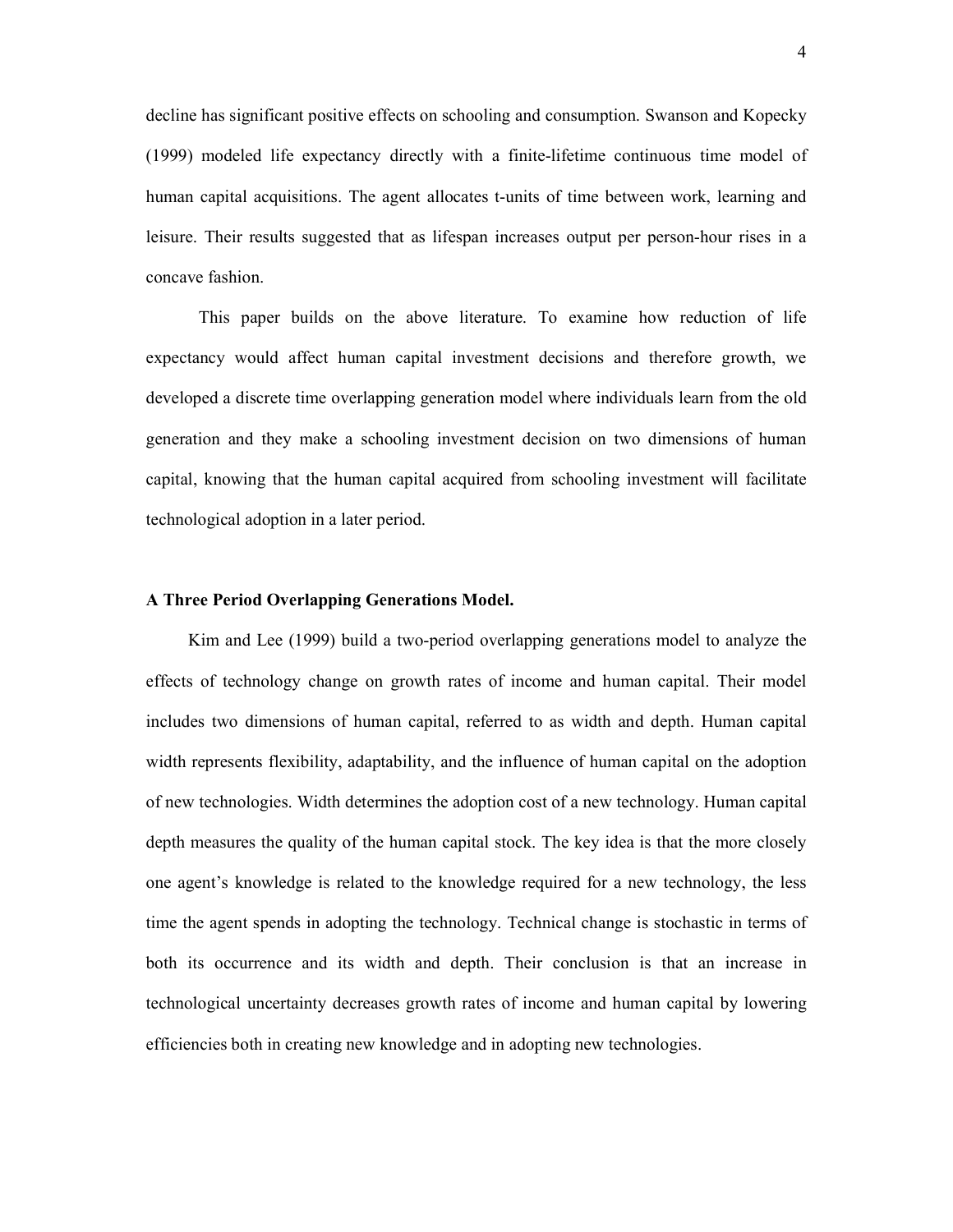decline has significant positive effects on schooling and consumption. Swanson and Kopecky (1999) modeled life expectancy directly with a finite-lifetime continuous time model of human capital acquisitions. The agent allocates t-units of time between work, learning and leisure. Their results suggested that as lifespan increases output per person-hour rises in a concave fashion.

This paper builds on the above literature. To examine how reduction of life expectancy would affect human capital investment decisions and therefore growth, we developed a discrete time overlapping generation model where individuals learn from the old generation and they make a schooling investment decision on two dimensions of human capital, knowing that the human capital acquired from schooling investment will facilitate technological adoption in a later period.

## A Three Period Overlapping Generations Model.

Kim and Lee (1999) build a two-period overlapping generations model to analyze the effects of technology change on growth rates of income and human capital. Their model includes two dimensions of human capital, referred to as width and depth. Human capital width represents flexibility, adaptability, and the influence of human capital on the adoption of new technologies. Width determines the adoption cost of a new technology. Human capital depth measures the quality of the human capital stock. The key idea is that the more closely one agent's knowledge is related to the knowledge required for a new technology, the less time the agent spends in adopting the technology. Technical change is stochastic in terms of both its occurrence and its width and depth. Their conclusion is that an increase in technological uncertainty decreases growth rates of income and human capital by lowering efficiencies both in creating new knowledge and in adopting new technologies.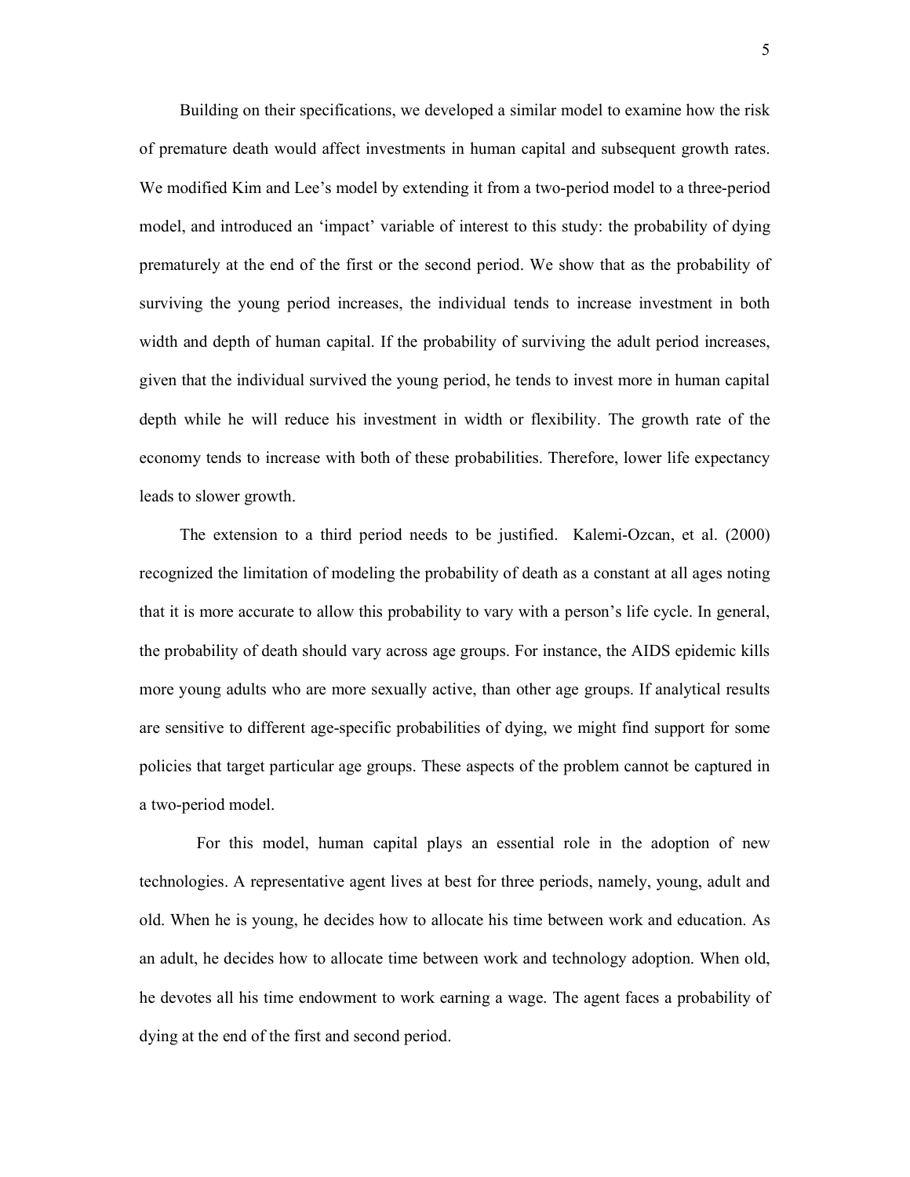Building on their specifications, we developed a similar model to examine how the risk of premature death would affect investments in human capital and subsequent growth rates. We modified Kim and Lee's model by extending it from a two-period model to a three-period model, and introduced an 'impact' variable of interest to this study: the probability of dying prematurely at the end of the first or the second period. We show that as the probability of surviving the young period increases, the individual tends to increase investment in both width and depth of human capital. If the probability of surviving the adult period increases, given that the individual survived the young period, he tends to invest more in human capital depth while he will reduce his investment in width or flexibility. The growth rate of the economy tends to increase with both of these probabilities. Therefore, lower life expectancy leads to slower growth.

The extension to a third period needs to be justified. Kalemi-Ozcan, et al. (2000) recognized the limitation of modeling the probability of death as a constant at all ages noting that it is more accurate to allow this probability to vary with a person's life cycle. In general, the probability of death should vary across age groups. For instance, the AIDS epidemic kills more young adults who are more sexually active, than other age groups. If analytical results are sensitive to different age-specific probabilities of dying, we might find support for some policies that target particular age groups. These aspects of the problem cannot be captured in a two-period model.

For this model, human capital plays an essential role in the adoption of new technologies. A representative agent lives at best for three periods, namely, young, adult and old. When he is young, he decides how to allocate his time between work and education. As an adult, he decides how to allocate time between work and technology adoption. When old, he devotes all his time endowment to work earning a wage. The agent faces a probability of dying at the end of the first and second period.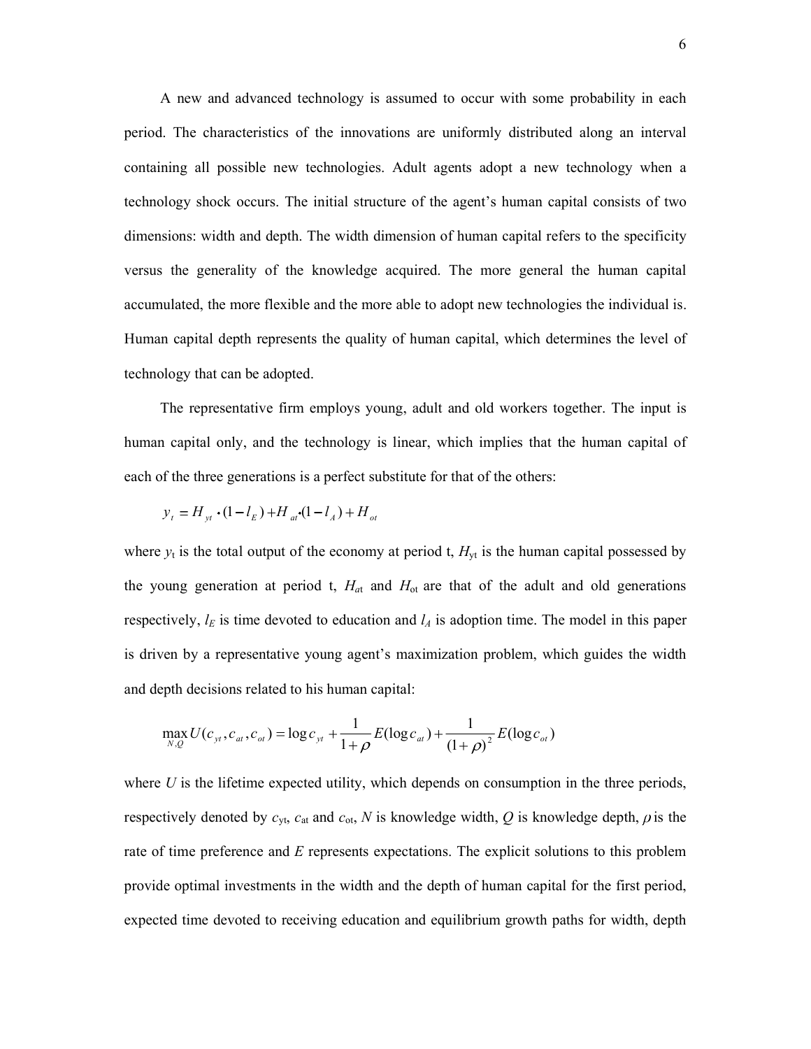A new and advanced technology is assumed to occur with some probability in each period. The characteristics of the innovations are uniformly distributed along an interval containing all possible new technologies. Adult agents adopt a new technology when a technology shock occurs. The initial structure of the agent's human capital consists of two dimensions: width and depth. The width dimension of human capital refers to the specificity versus the generality of the knowledge acquired. The more general the human capital accumulated, the more flexible and the more able to adopt new technologies the individual is. Human capital depth represents the quality of human capital, which determines the level of technology that can be adopted.

The representative firm employs young, adult and old workers together. The input is human capital only, and the technology is linear, which implies that the human capital of each of the three generations is a perfect substitute for that of the others:

$$y_t = H_{yt} \cdot (1 - l_E) + H_{at} \cdot (1 - l_A) + H_{ot}$$

where $y_t$ is the total output of the economy at period t, $H_{yt}$ is the human capital possessed by the young generation at period t, $H_{at}$ and $H_{ot}$ are that of the adult and old generations respectively, $l_E$ is time devoted to education and $l_A$ is adoption time. The model in this paper is driven by a representative young agent's maximization problem, which guides the width and depth decisions related to his human capital:

$$\max_{N,Q} U(c_{yt}, c_{at}, c_{ot}) = \log c_{yt} + \frac{1}{1+\rho} E(\log c_{at}) + \frac{1}{(1+\rho)^2} E(\log c_{ot})$$

where $U$ is the lifetime expected utility, which depends on consumption in the three periods, respectively denoted by $c_{yt}$, $c_{at}$ and $c_{ot}$, $N$ is knowledge width, $Q$ is knowledge depth, $\rho$ is the rate of time preference and $E$ represents expectations. The explicit solutions to this problem provide optimal investments in the width and the depth of human capital for the first period, expected time devoted to receiving education and equilibrium growth paths for width, depth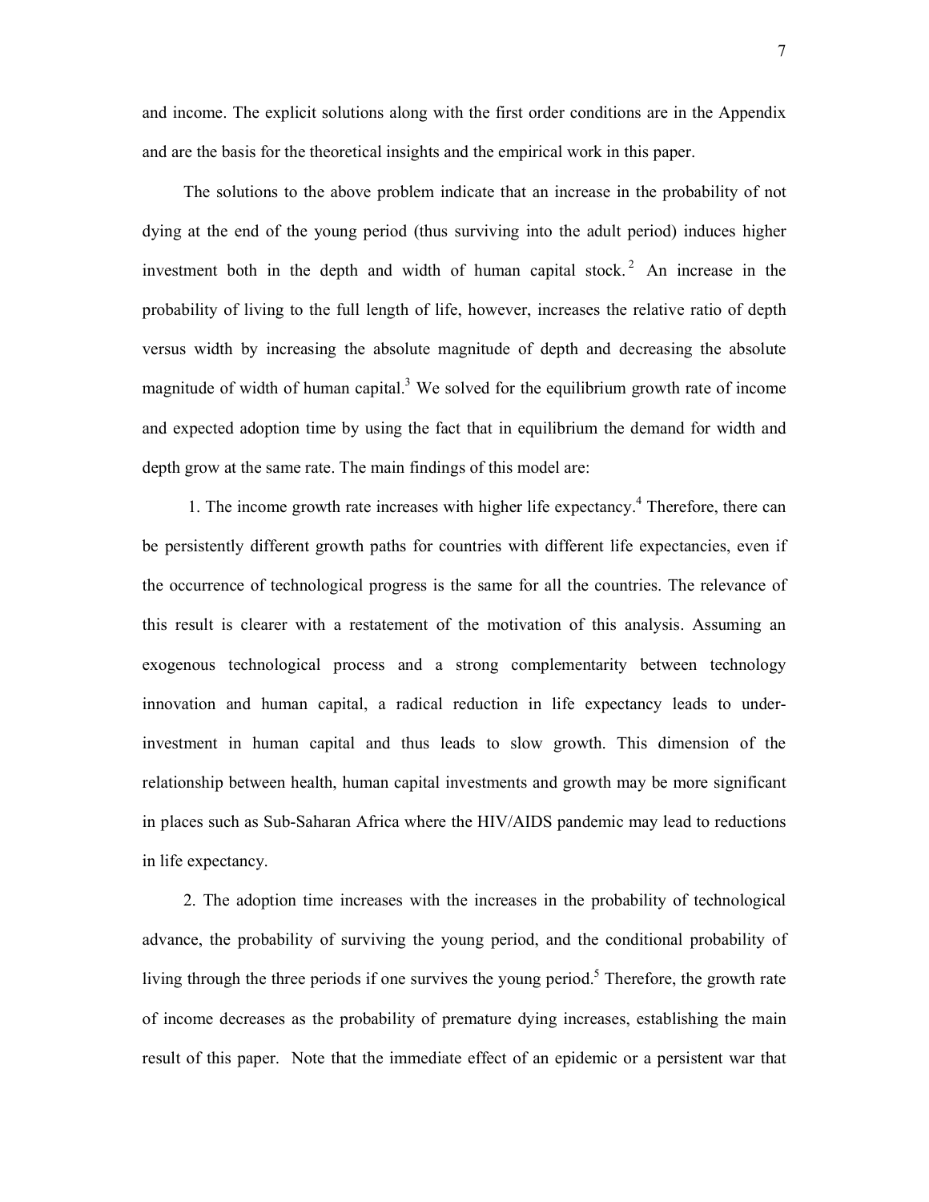and income. The explicit solutions along with the first order conditions are in the Appendix and are the basis for the theoretical insights and the empirical work in this paper.

The solutions to the above problem indicate that an increase in the probability of not dying at the end of the young period (thus surviving into the adult period) induces higher investment both in the depth and width of human capital stock.[2] An increase in the probability of living to the full length of life, however, increases the relative ratio of depth versus width by increasing the absolute magnitude of depth and decreasing the absolute magnitude of width of human capital.[3] We solved for the equilibrium growth rate of income and expected adoption time by using the fact that in equilibrium the demand for width and depth grow at the same rate. The main findings of this model are:

1. The income growth rate increases with higher life expectancy.[4] Therefore, there can be persistently different growth paths for countries with different life expectancies, even if the occurrence of technological progress is the same for all the countries. The relevance of this result is clearer with a restatement of the motivation of this analysis. Assuming an exogenous technological process and a strong complementarity between technology innovation and human capital, a radical reduction in life expectancy leads to under-investment in human capital and thus leads to slow growth. This dimension of the relationship between health, human capital investments and growth may be more significant in places such as Sub-Saharan Africa where the HIV/AIDS pandemic may lead to reductions in life expectancy.

2. The adoption time increases with the increases in the probability of technological advance, the probability of surviving the young period, and the conditional probability of living through the three periods if one survives the young period.[5] Therefore, the growth rate of income decreases as the probability of premature dying increases, establishing the main result of this paper. Note that the immediate effect of an epidemic or a persistent war that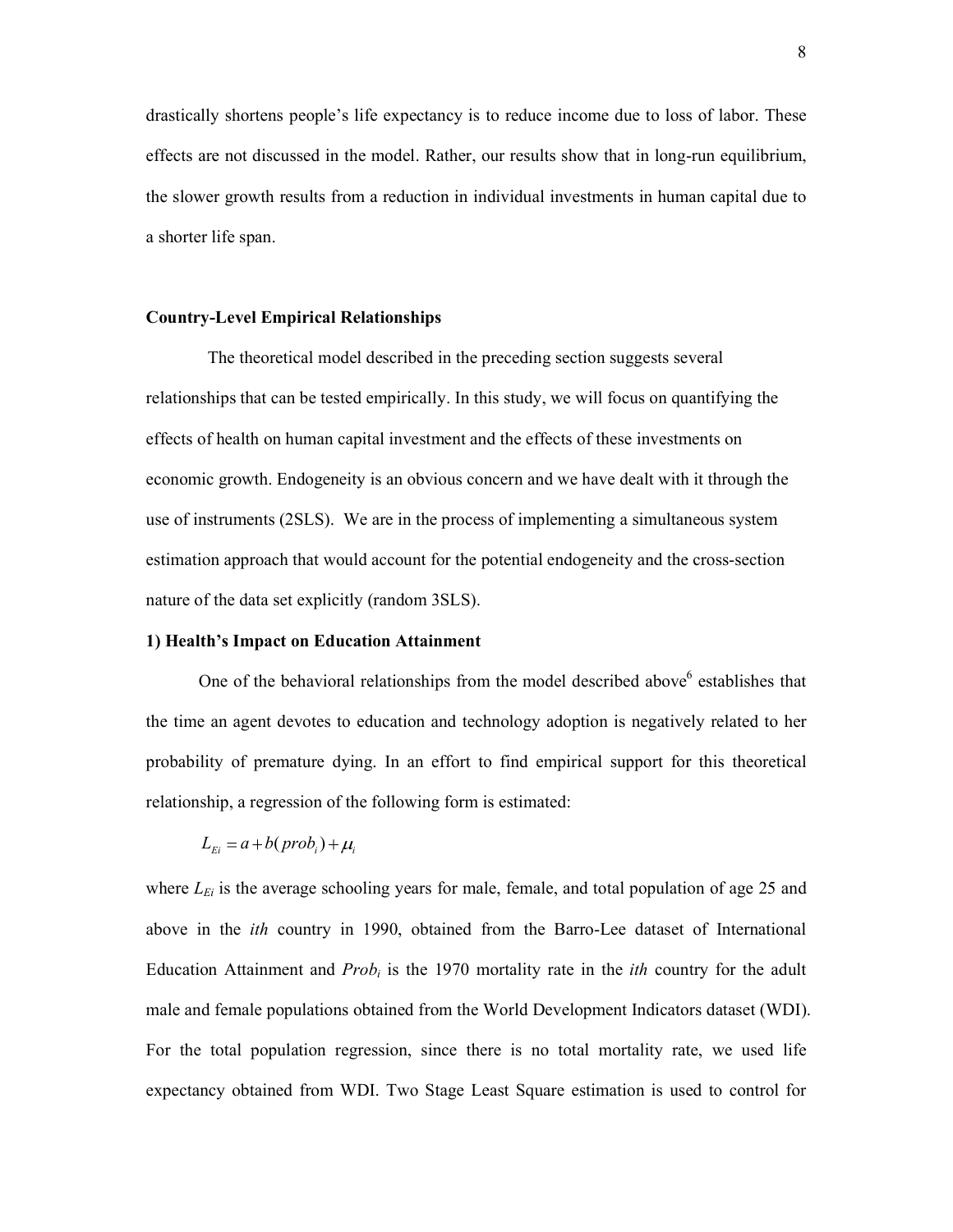drastically shortens people's life expectancy is to reduce income due to loss of labor. These effects are not discussed in the model. Rather, our results show that in long-run equilibrium, the slower growth results from a reduction in individual investments in human capital due to a shorter life span.

### Country-Level Empirical Relationships

The theoretical model described in the preceding section suggests several relationships that can be tested empirically. In this study, we will focus on quantifying the effects of health on human capital investment and the effects of these investments on economic growth. Endogeneity is an obvious concern and we have dealt with it through the use of instruments (2SLS). We are in the process of implementing a simultaneous system estimation approach that would account for the potential endogeneity and the cross-section nature of the data set explicitly (random 3SLS).

#### 1) Health's Impact on Education Attainment

One of the behavioral relationships from the model described above[6] establishes that the time an agent devotes to education and technology adoption is negatively related to her probability of premature dying. In an effort to find empirical support for this theoretical relationship, a regression of the following form is estimated:

$$L_{Ei} = a + b(prob_i) + \mu_i$$

where $L_{Ei}$ is the average schooling years for male, female, and total population of age 25 and above in the *ith* country in 1990, obtained from the Barro-Lee dataset of International Education Attainment and $Prob_i$ is the 1970 mortality rate in the *ith* country for the adult male and female populations obtained from the World Development Indicators dataset (WDI). For the total population regression, since there is no total mortality rate, we used life expectancy obtained from WDI. Two Stage Least Square estimation is used to control for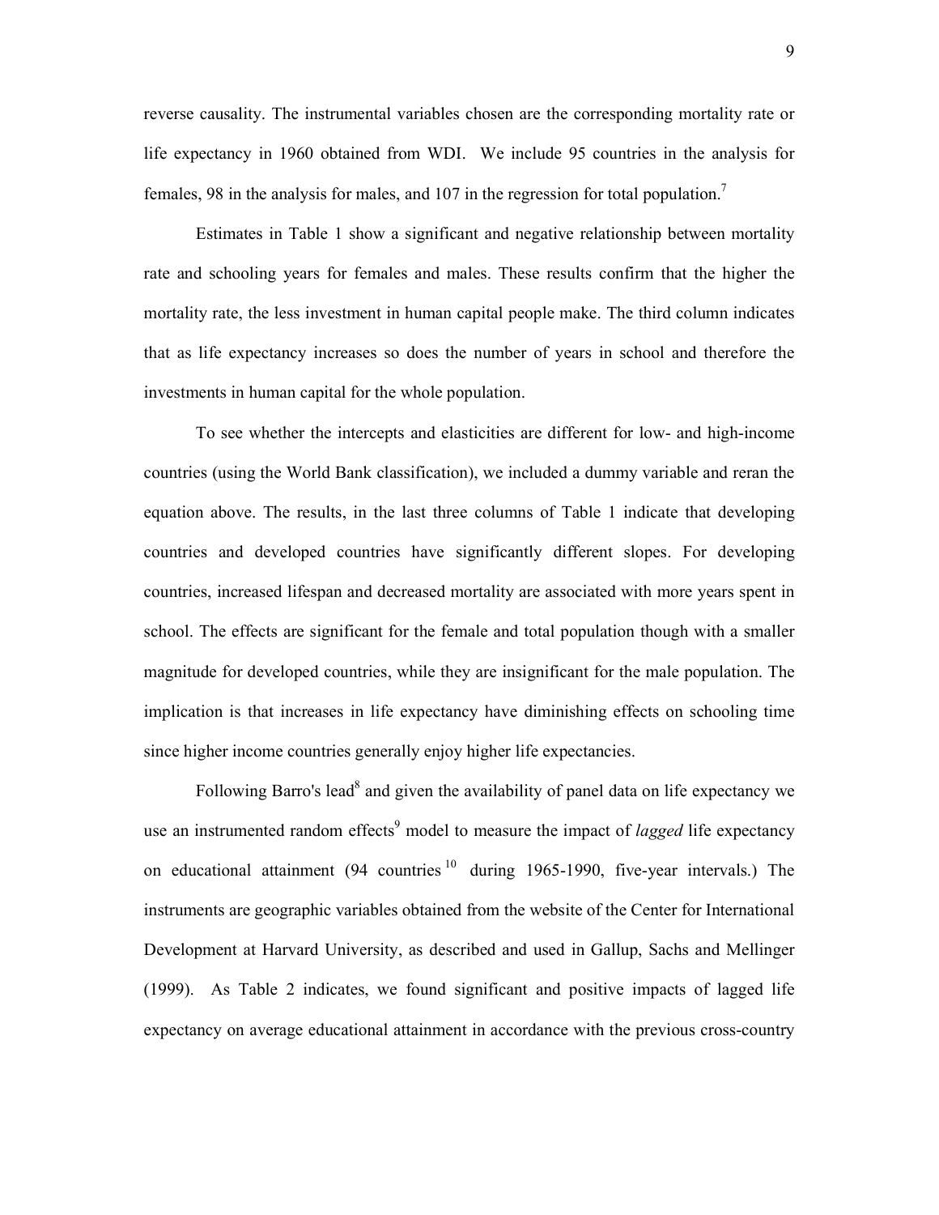reverse causality. The instrumental variables chosen are the corresponding mortality rate or life expectancy in 1960 obtained from WDI. We include 95 countries in the analysis for females, 98 in the analysis for males, and 107 in the regression for total population.[7]

Estimates in Table 1 show a significant and negative relationship between mortality rate and schooling years for females and males. These results confirm that the higher the mortality rate, the less investment in human capital people make. The third column indicates that as life expectancy increases so does the number of years in school and therefore the investments in human capital for the whole population.

To see whether the intercepts and elasticities are different for low- and high-income countries (using the World Bank classification), we included a dummy variable and reran the equation above. The results, in the last three columns of Table 1 indicate that developing countries and developed countries have significantly different slopes. For developing countries, increased lifespan and decreased mortality are associated with more years spent in school. The effects are significant for the female and total population though with a smaller magnitude for developed countries, while they are insignificant for the male population. The implication is that increases in life expectancy have diminishing effects on schooling time since higher income countries generally enjoy higher life expectancies.

Following Barro's lead[8] and given the availability of panel data on life expectancy we use an instrumented random effects[9] model to measure the impact of *lagged* life expectancy on educational attainment (94 countries[10] during 1965-1990, five-year intervals.) The instruments are geographic variables obtained from the website of the Center for International Development at Harvard University, as described and used in Gallup, Sachs and Mellinger (1999). As Table 2 indicates, we found significant and positive impacts of lagged life expectancy on average educational attainment in accordance with the previous cross-country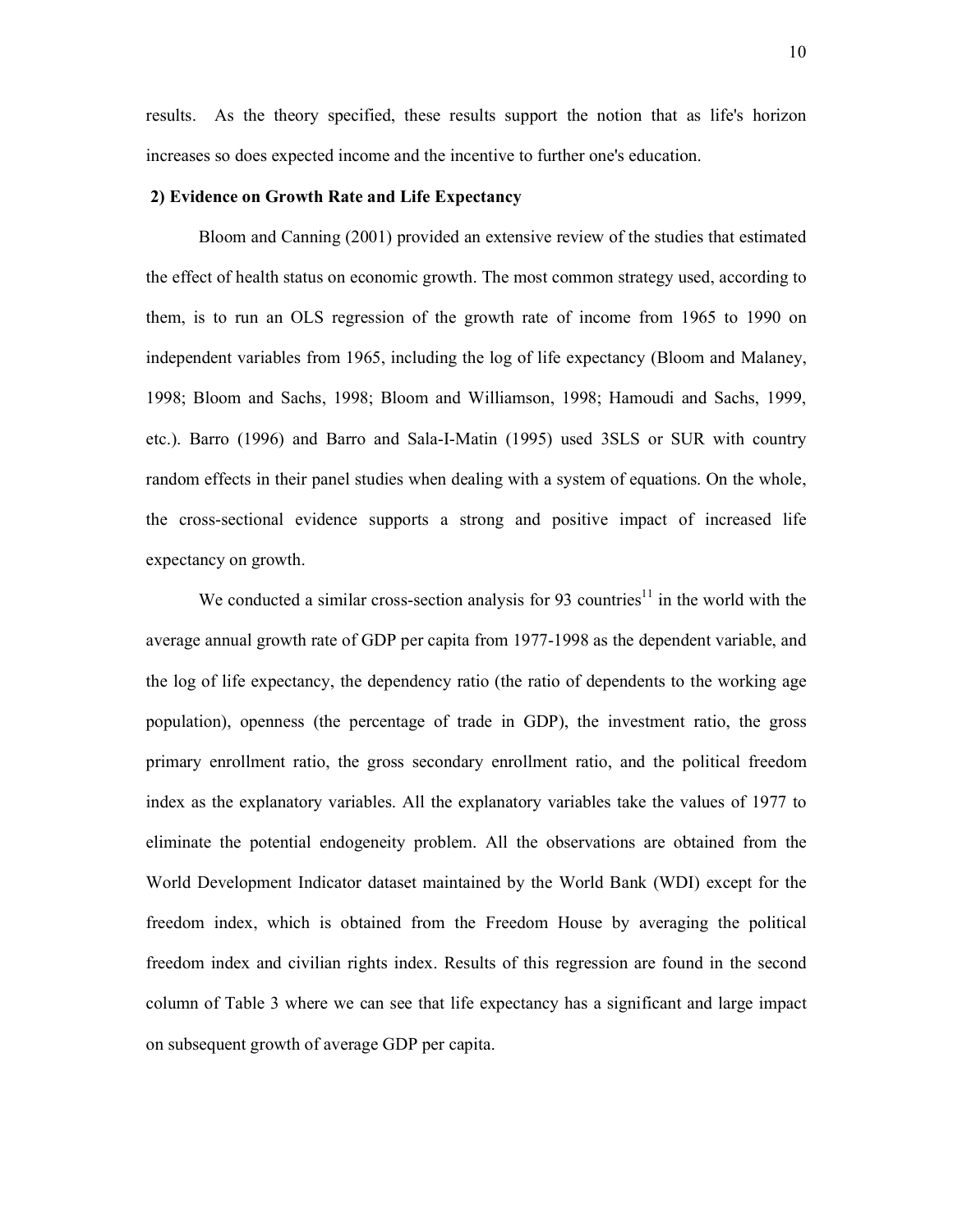results. As the theory specified, these results support the notion that as life's horizon increases so does expected income and the incentive to further one's education.

**2) Evidence on Growth Rate and Life Expectancy**

Bloom and Canning (2001) provided an extensive review of the studies that estimated the effect of health status on economic growth. The most common strategy used, according to them, is to run an OLS regression of the growth rate of income from 1965 to 1990 on independent variables from 1965, including the log of life expectancy (Bloom and Malaney, 1998; Bloom and Sachs, 1998; Bloom and Williamson, 1998; Hamoudi and Sachs, 1999, etc.). Barro (1996) and Barro and Sala-I-Matin (1995) used 3SLS or SUR with country random effects in their panel studies when dealing with a system of equations. On the whole, the cross-sectional evidence supports a strong and positive impact of increased life expectancy on growth.

We conducted a similar cross-section analysis for 93 countries[11] in the world with the average annual growth rate of GDP per capita from 1977-1998 as the dependent variable, and the log of life expectancy, the dependency ratio (the ratio of dependents to the working age population), openness (the percentage of trade in GDP), the investment ratio, the gross primary enrollment ratio, the gross secondary enrollment ratio, and the political freedom index as the explanatory variables. All the explanatory variables take the values of 1977 to eliminate the potential endogeneity problem. All the observations are obtained from the World Development Indicator dataset maintained by the World Bank (WDI) except for the freedom index, which is obtained from the Freedom House by averaging the political freedom index and civilian rights index. Results of this regression are found in the second column of Table 3 where we can see that life expectancy has a significant and large impact on subsequent growth of average GDP per capita.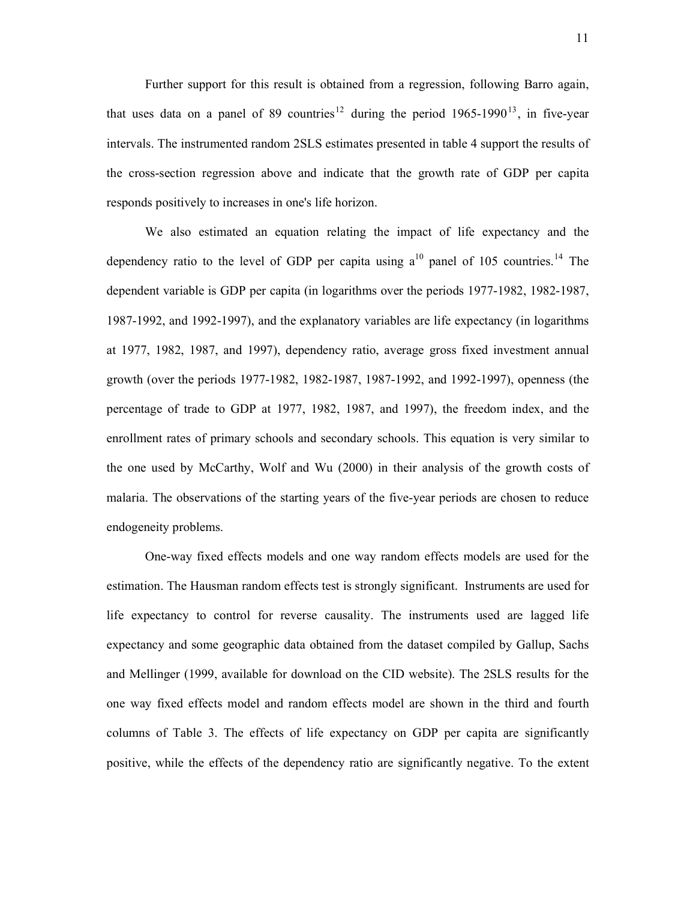Further support for this result is obtained from a regression, following Barro again, that uses data on a panel of 89 countries[12] during the period 1965-1990[13], in five-year intervals. The instrumented random 2SLS estimates presented in table 4 support the results of the cross-section regression above and indicate that the growth rate of GDP per capita responds positively to increases in one's life horizon.

We also estimated an equation relating the impact of life expectancy and the dependency ratio to the level of GDP per capita using a[10] panel of 105 countries.[14] The dependent variable is GDP per capita (in logarithms over the periods 1977-1982, 1982-1987, 1987-1992, and 1992-1997), and the explanatory variables are life expectancy (in logarithms at 1977, 1982, 1987, and 1997), dependency ratio, average gross fixed investment annual growth (over the periods 1977-1982, 1982-1987, 1987-1992, and 1992-1997), openness (the percentage of trade to GDP at 1977, 1982, 1987, and 1997), the freedom index, and the enrollment rates of primary schools and secondary schools. This equation is very similar to the one used by McCarthy, Wolf and Wu (2000) in their analysis of the growth costs of malaria. The observations of the starting years of the five-year periods are chosen to reduce endogeneity problems.

One-way fixed effects models and one way random effects models are used for the estimation. The Hausman random effects test is strongly significant. Instruments are used for life expectancy to control for reverse causality. The instruments used are lagged life expectancy and some geographic data obtained from the dataset compiled by Gallup, Sachs and Mellinger (1999, available for download on the CID website). The 2SLS results for the one way fixed effects model and random effects model are shown in the third and fourth columns of Table 3. The effects of life expectancy on GDP per capita are significantly positive, while the effects of the dependency ratio are significantly negative. To the extent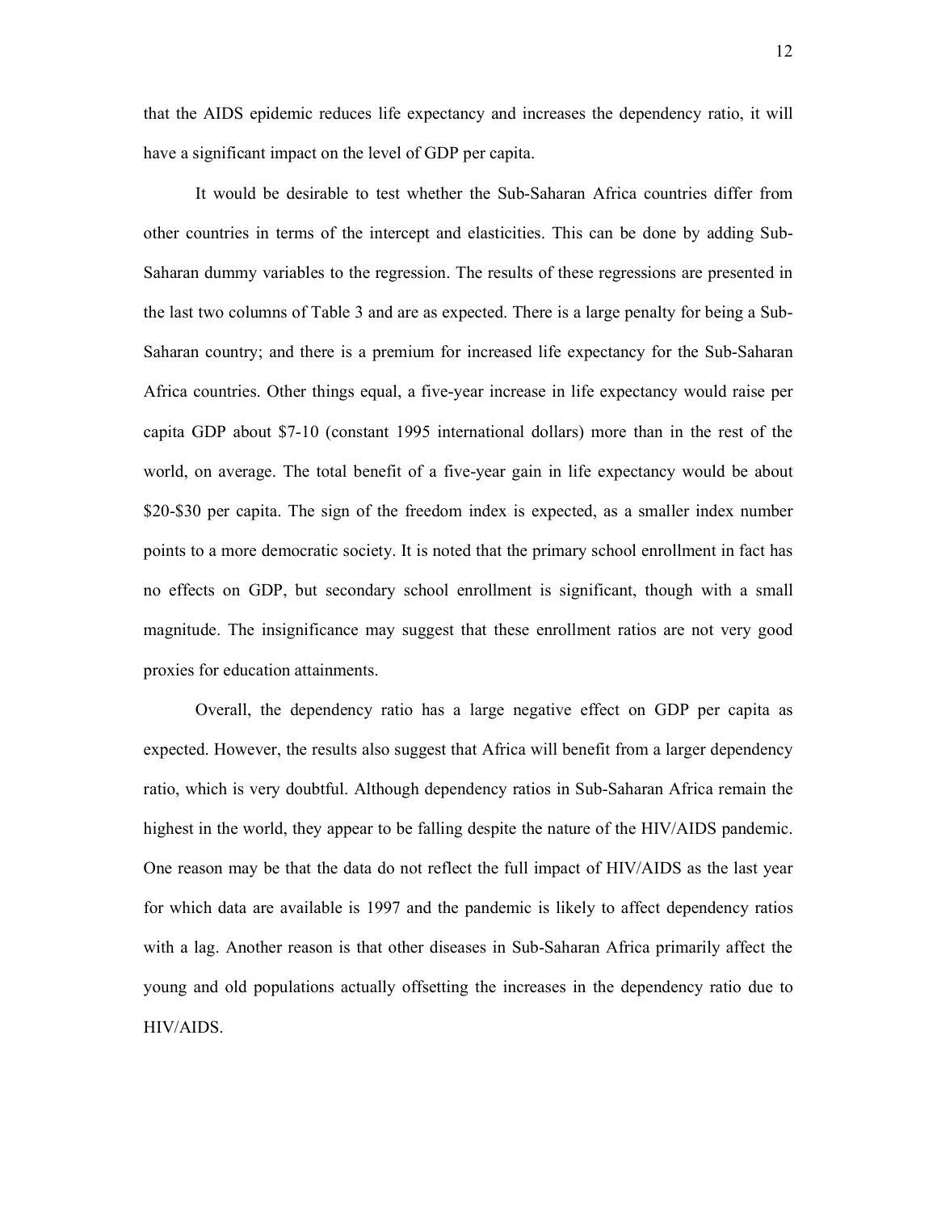that the AIDS epidemic reduces life expectancy and increases the dependency ratio, it will have a significant impact on the level of GDP per capita.

It would be desirable to test whether the Sub-Saharan Africa countries differ from other countries in terms of the intercept and elasticities. This can be done by adding Sub-Saharan dummy variables to the regression. The results of these regressions are presented in the last two columns of Table 3 and are as expected. There is a large penalty for being a Sub-Saharan country; and there is a premium for increased life expectancy for the Sub-Saharan Africa countries. Other things equal, a five-year increase in life expectancy would raise per capita GDP about $7-10 (constant 1995 international dollars) more than in the rest of the world, on average. The total benefit of a five-year gain in life expectancy would be about $20-$30 per capita. The sign of the freedom index is expected, as a smaller index number points to a more democratic society. It is noted that the primary school enrollment in fact has no effects on GDP, but secondary school enrollment is significant, though with a small magnitude. The insignificance may suggest that these enrollment ratios are not very good proxies for education attainments.

Overall, the dependency ratio has a large negative effect on GDP per capita as expected. However, the results also suggest that Africa will benefit from a larger dependency ratio, which is very doubtful. Although dependency ratios in Sub-Saharan Africa remain the highest in the world, they appear to be falling despite the nature of the HIV/AIDS pandemic. One reason may be that the data do not reflect the full impact of HIV/AIDS as the last year for which data are available is 1997 and the pandemic is likely to affect dependency ratios with a lag. Another reason is that other diseases in Sub-Saharan Africa primarily affect the young and old populations actually offsetting the increases in the dependency ratio due to HIV/AIDS.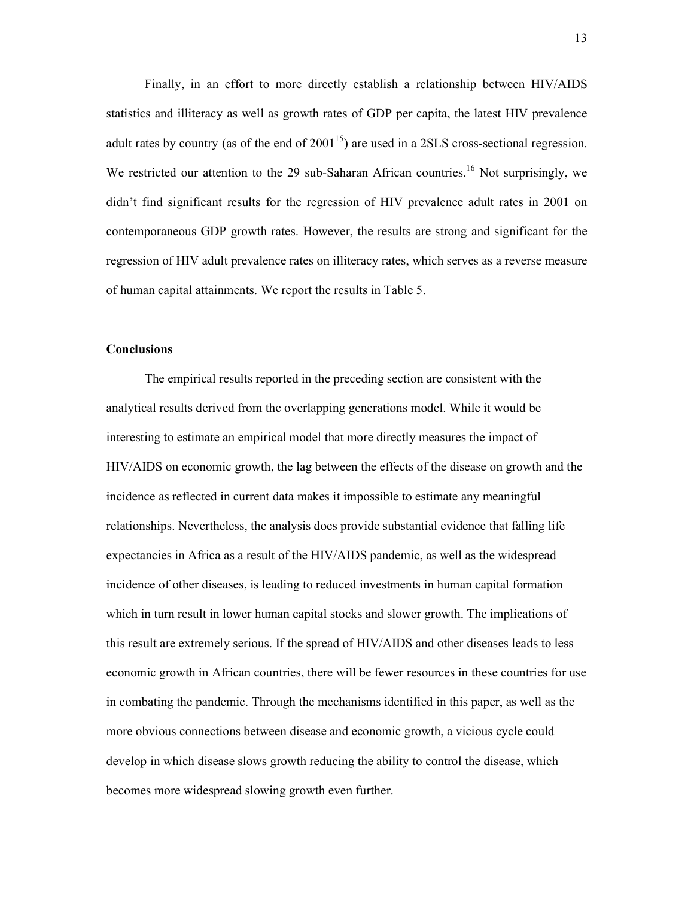Finally, in an effort to more directly establish a relationship between HIV/AIDS statistics and illiteracy as well as growth rates of GDP per capita, the latest HIV prevalence adult rates by country (as of the end of 2001[15]) are used in a 2SLS cross-sectional regression. We restricted our attention to the 29 sub-Saharan African countries.[16] Not surprisingly, we didn't find significant results for the regression of HIV prevalence adult rates in 2001 on contemporaneous GDP growth rates. However, the results are strong and significant for the regression of HIV adult prevalence rates on illiteracy rates, which serves as a reverse measure of human capital attainments. We report the results in Table 5.

**Conclusions**

The empirical results reported in the preceding section are consistent with the analytical results derived from the overlapping generations model. While it would be interesting to estimate an empirical model that more directly measures the impact of HIV/AIDS on economic growth, the lag between the effects of the disease on growth and the incidence as reflected in current data makes it impossible to estimate any meaningful relationships. Nevertheless, the analysis does provide substantial evidence that falling life expectancies in Africa as a result of the HIV/AIDS pandemic, as well as the widespread incidence of other diseases, is leading to reduced investments in human capital formation which in turn result in lower human capital stocks and slower growth. The implications of this result are extremely serious. If the spread of HIV/AIDS and other diseases leads to less economic growth in African countries, there will be fewer resources in these countries for use in combating the pandemic. Through the mechanisms identified in this paper, as well as the more obvious connections between disease and economic growth, a vicious cycle could develop in which disease slows growth reducing the ability to control the disease, which becomes more widespread slowing growth even further.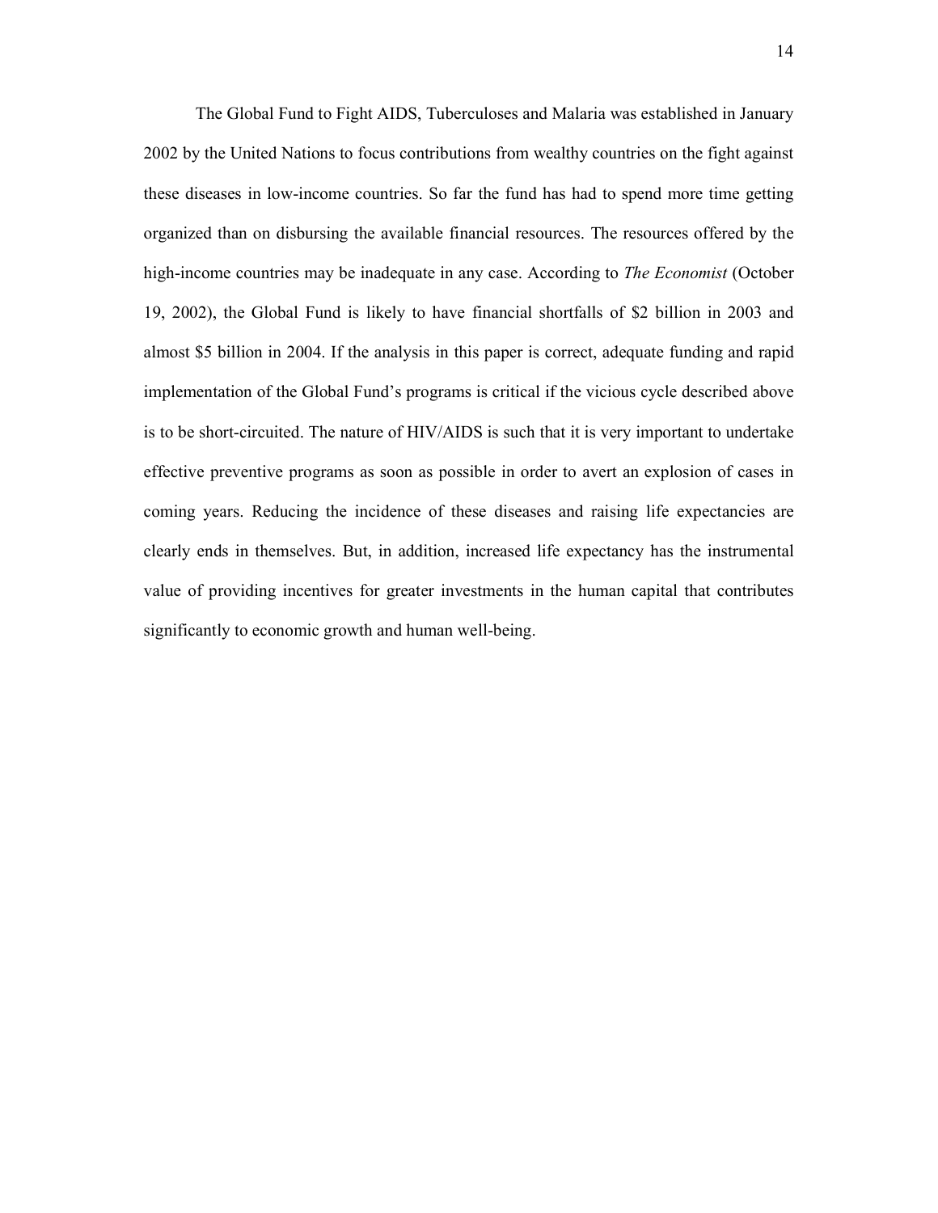The Global Fund to Fight AIDS, Tuberculoses and Malaria was established in January 2002 by the United Nations to focus contributions from wealthy countries on the fight against these diseases in low-income countries. So far the fund has had to spend more time getting organized than on disbursing the available financial resources. The resources offered by the high-income countries may be inadequate in any case. According to *The Economist* (October 19, 2002), the Global Fund is likely to have financial shortfalls of $2 billion in 2003 and almost $5 billion in 2004. If the analysis in this paper is correct, adequate funding and rapid implementation of the Global Fund's programs is critical if the vicious cycle described above is to be short-circuited. The nature of HIV/AIDS is such that it is very important to undertake effective preventive programs as soon as possible in order to avert an explosion of cases in coming years. Reducing the incidence of these diseases and raising life expectancies are clearly ends in themselves. But, in addition, increased life expectancy has the instrumental value of providing incentives for greater investments in the human capital that contributes significantly to economic growth and human well-being.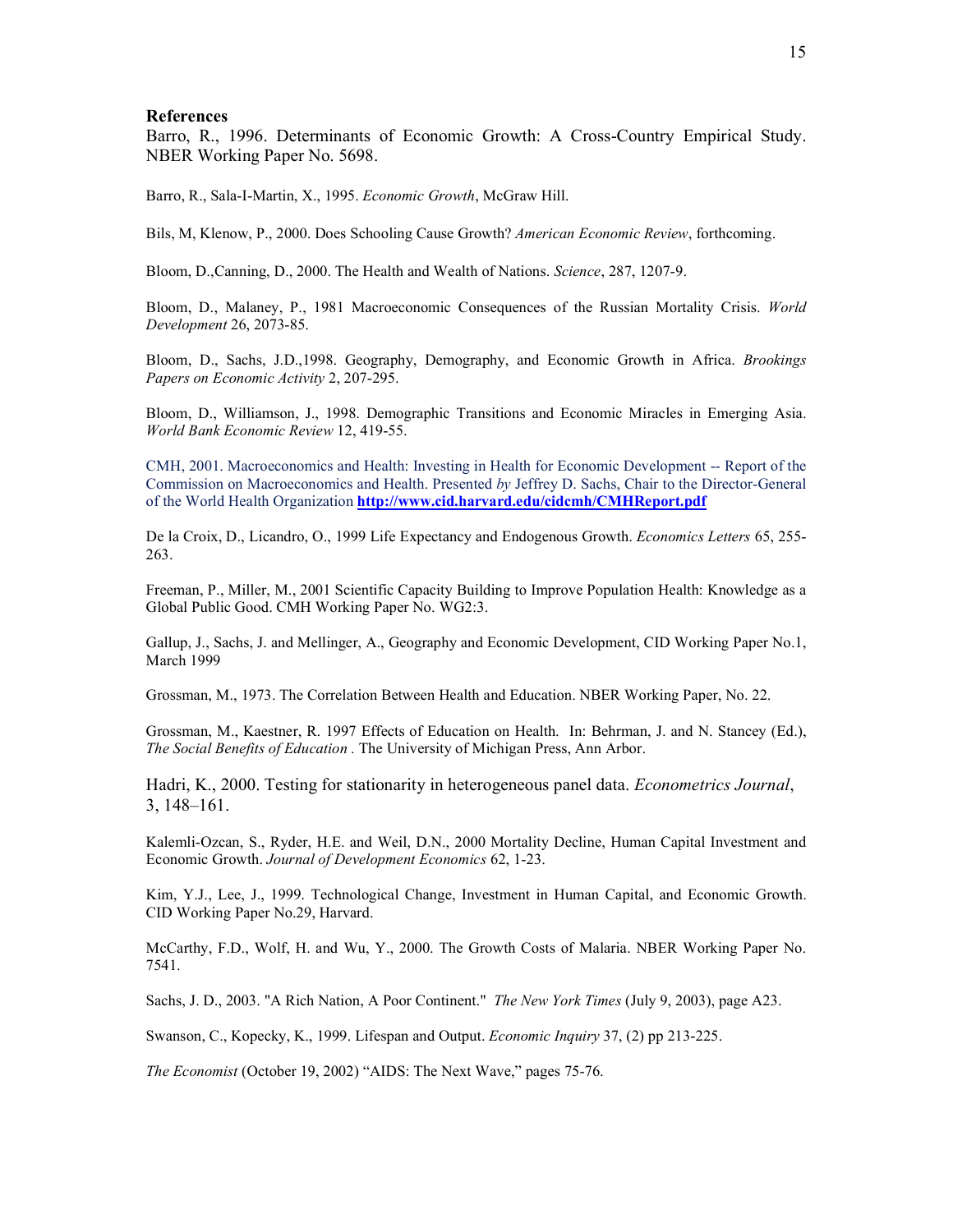**References**

Barro, R., 1996. Determinants of Economic Growth: A Cross-Country Empirical Study. NBER Working Paper No. 5698.

Barro, R., Sala-I-Martin, X., 1995. *Economic Growth*, McGraw Hill.

Bils, M, Klenow, P., 2000. Does Schooling Cause Growth? *American Economic Review*, forthcoming.

Bloom, D.,Canning, D., 2000. The Health and Wealth of Nations. *Science*, 287, 1207-9.

Bloom, D., Malaney, P., 1981 Macroeconomic Consequences of the Russian Mortality Crisis. *World Development* 26, 2073-85.

Bloom, D., Sachs, J.D.,1998. Geography, Demography, and Economic Growth in Africa. *Brookings Papers on Economic Activity* 2, 207-295.

Bloom, D., Williamson, J., 1998. Demographic Transitions and Economic Miracles in Emerging Asia. *World Bank Economic Review* 12, 419-55.

CMH, 2001. Macroeconomics and Health: Investing in Health for Economic Development -- Report of the Commission on Macroeconomics and Health. Presented *by* Jeffrey D. Sachs, Chair to the Director-General of the World Health Organization **http://www.cid.harvard.edu/cidcmh/CMHReport.pdf**

De la Croix, D., Licandro, O., 1999 Life Expectancy and Endogenous Growth. *Economics Letters* 65, 255-263.

Freeman, P., Miller, M., 2001 Scientific Capacity Building to Improve Population Health: Knowledge as a Global Public Good. CMH Working Paper No. WG2:3.

Gallup, J., Sachs, J. and Mellinger, A., Geography and Economic Development, CID Working Paper No.1, March 1999

Grossman, M., 1973. The Correlation Between Health and Education. NBER Working Paper, No. 22.

Grossman, M., Kaestner, R. 1997 Effects of Education on Health. In: Behrman, J. and N. Stancey (Ed.), *The Social Benefits of Education* . The University of Michigan Press, Ann Arbor.

Hadri, K., 2000. Testing for stationarity in heterogeneous panel data. *Econometrics Journal*, 3, 148–161.

Kalemli-Ozcan, S., Ryder, H.E. and Weil, D.N., 2000 Mortality Decline, Human Capital Investment and Economic Growth. *Journal of Development Economics* 62, 1-23.

Kim, Y.J., Lee, J., 1999. Technological Change, Investment in Human Capital, and Economic Growth. CID Working Paper No.29, Harvard.

McCarthy, F.D., Wolf, H. and Wu, Y., 2000. The Growth Costs of Malaria. NBER Working Paper No. 7541.

Sachs, J. D., 2003. "A Rich Nation, A Poor Continent." *The New York Times* (July 9, 2003), page A23.

Swanson, C., Kopecky, K., 1999. Lifespan and Output. *Economic Inquiry* 37, (2) pp 213-225.

*The Economist* (October 19, 2002) "AIDS: The Next Wave," pages 75-76.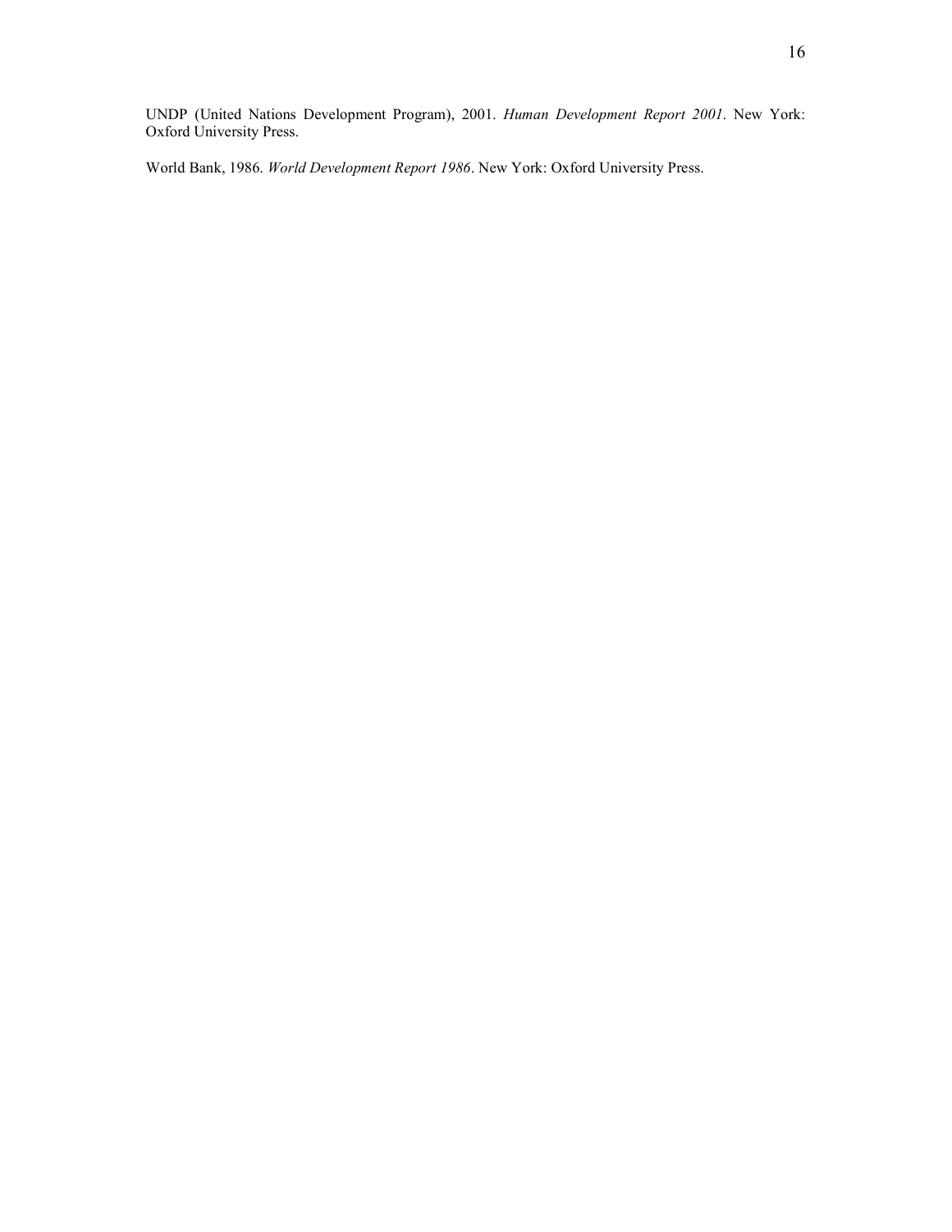UNDP (United Nations Development Program), 2001. *Human Development Report 2001*. New York: Oxford University Press.

World Bank, 1986. *World Development Report 1986*. New York: Oxford University Press.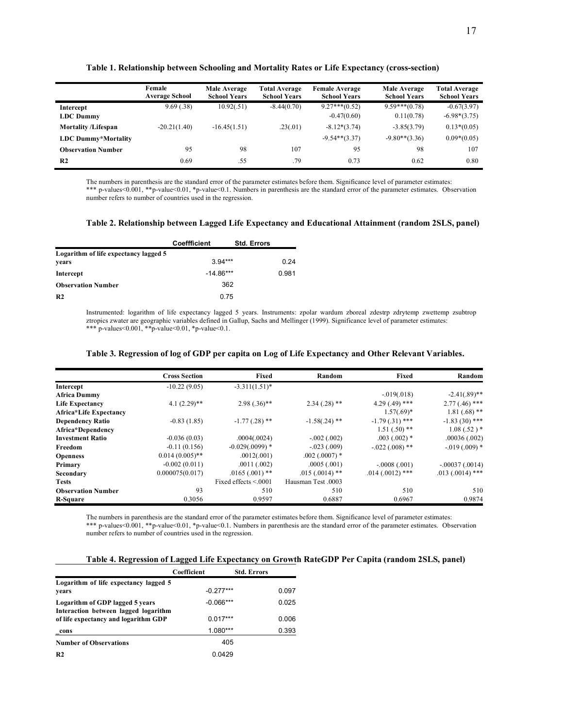**Table 1. Relationship between Schooling and Mortality Rates or Life Expectancy (cross-section)**

| | Female Average School | Male Average School Years | Total Average School Years | Female Average School Years | Male Average School Years | Total Average School Years |
|---|---|---|---|---|---|---|
| **Intercept** | 9.69 (.38) | 10.92(.51) | -8.44(0.70) | 9.27***(0.52) | 9.59***(0.78) | -0.67(3.97) |
| **LDC Dummy** | | | | -0.47(0.60) | 0.11(0.78) | -6.98*(3.75) |
| **Mortality /Lifespan** | -20.21(1.40) | -16.45(1.51) | .23(.01) | -8.12*(3.74) | -3.85(3.79) | 0.13*(0.05) |
| **LDC Dummy*Mortality** | | | | -9.54**(3.37) | -9.80**(3.36) | 0.09*(0.05) |
| **Observation Number** | 95 | 98 | 107 | 95 | 98 | 107 |
| **R2** | 0.69 | .55 | .79 | 0.73 | 0.62 | 0.80 |

The numbers in parenthesis are the standard error of the parameter estimates before them. Significance level of parameter estimates: *** p-values<0.001, **p-value<0.01, *p-value<0.1. Numbers in parenthesis are the standard error of the parameter estimates. Observation number refers to number of countries used in the regression.

**Table 2. Relationship between Lagged Life Expectancy and Educational Attainment (random 2SLS, panel)**

| | Coeffficient | Std. Errors |
|---|---|---|
| **Logarithm of life expectancy lagged 5 years** | 3.94*** | 0.24 |
| **Intercept** | -14.86*** | 0.981 |
| **Observation Number** | 362 | |
| **R2** | 0.75 | |

Instrumented: logarithm of life expectancy lagged 5 years. Instruments: zpolar wardum zboreal zdestrp zdrytemp zwettemp zsubtrop ztropics zwater are geographic variables defined in Gallup, Sachs and Mellinger (1999). Significance level of parameter estimates: *** p-values<0.001, **p-value<0.01, *p-value<0.1.

**Table 3. Regression of log of GDP per capita on Log of Life Expectancy and Other Relevant Variables.**

| | Cross Section | Fixed | Random | Fixed | Random |
|---|---|---|---|---|---|
| **Intercept** | -10.22 (9.05) | -3.311(1.51)* | | | |
| **Africa Dummy** | | | | -.019(.018) | -2.41(.89)** |
| **Life Expectancy** | 4.1 (2.29)** | 2.98 (.36)** | 2.34 (.28) ** | 4.29 (.49) *** | 2.77 (.46) *** |
| **Africa*Life Expectancy** | | | | 1.57(.69)* | 1.81 (.68) ** |
| **Dependency Ratio** | -0.83 (1.85) | -1.77 (.28) ** | -1.58(.24) ** | -1.79 (.31) *** | -1.83 (30) *** |
| **Africa*Dependency** | | | | 1.51 (.50) ** | 1.08 (.52 ) * |
| **Investment Ratio** | -0.036 (0.03) | .0004(.0024) | -.002 (.002) | .003 (.002) * | .00036 (.002) |
| **Freedom** | -0.11 (0.156) | -0.029(.0099) * | -.023 (.009) | -.022 (.008) ** | -.019 (.009) * |
| **Openness** | 0.014 (0.005)** | .0012(.001) | .002 (.0007) * | | |
| **Primary** | -0.002 (0.011) | .0011 (.002) | .0005 (.001) | -.0008 (.001) | -.00037 (.0014) |
| **Secondary** | 0.000075(0.017) | .0165 (.001) ** | .015 (.0014) ** | .014 (.0012) *** | .013 (.0014) *** |
| **Tests** | | Fixed effects <.0001 | Hausman Test .0003 | | |
| **Observation Number** | 93 | 510 | 510 | 510 | 510 |
| **R-Square** | 0.3056 | 0.9597 | 0.6887 | 0.6967 | 0.9874 |

The numbers in parenthesis are the standard error of the parameter estimates before them. Significance level of parameter estimates: *** p-values<0.001, **p-value<0.01, *p-value<0.1. Numbers in parenthesis are the standard error of the parameter estimates. Observation number refers to number of countries used in the regression.

**Table 4. Regression of Lagged Life Expectancy on Growth RateGDP Per Capita (random 2SLS, panel)**

| | Coefficient | Std. Errors |
|---|---|---|
| **Logarithm of life expectancy lagged 5 years** | -0.277*** | 0.097 |
| **Logarithm of GDP lagged 5 years** | -0.066*** | 0.025 |
| **Interaction between lagged logarithm of life expectancy and logarithm GDP** | 0.017*** | 0.006 |
| **_cons** | 1.080*** | 0.393 |
| **Number of Observations** | 405 | |
| **R2** | 0.0429 | |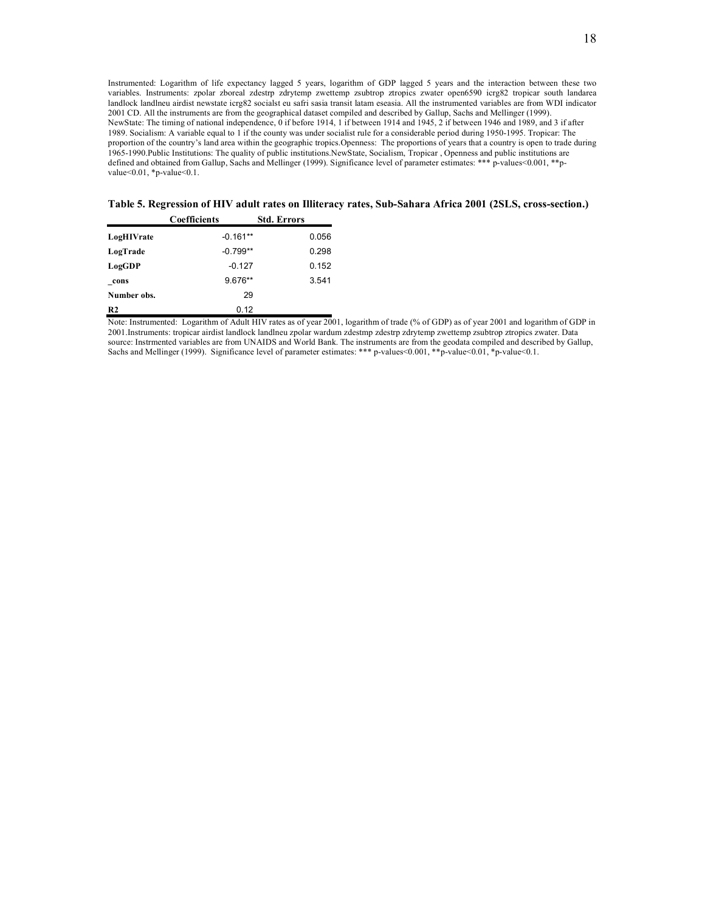Instrumented: Logarithm of life expectancy lagged 5 years, logarithm of GDP lagged 5 years and the interaction between these two variables. Instruments: zpolar zboreal zdestrp zdrytemp zwettemp zsubtrop ztropics zwater open6590 icrg82 tropicar south landarea landlock landlneu airdist newstate icrg82 socialst eu safri sasia transit latam eseasia. All the instrumented variables are from WDI indicator 2001 CD. All the instruments are from the geographical dataset compiled and described by Gallup, Sachs and Mellinger (1999). NewState: The timing of national independence, 0 if before 1914, 1 if between 1914 and 1945, 2 if between 1946 and 1989, and 3 if after 1989. Socialism: A variable equal to 1 if the county was under socialist rule for a considerable period during 1950-1995. Tropicar: The proportion of the country's land area within the geographic tropics.Openness: The proportions of years that a country is open to trade during 1965-1990.Public Institutions: The quality of public institutions.NewState, Socialism, Tropicar , Openness and public institutions are defined and obtained from Gallup, Sachs and Mellinger (1999). Significance level of parameter estimates: *** p-values<0.001, **p-value<0.01, *p-value<0.1.

**Table 5. Regression of HIV adult rates on Illiteracy rates, Sub-Sahara Africa 2001 (2SLS, cross-section.)**

| | Coefficients | Std. Errors |
|---|---|---|
| **LogHIVrate** | -0.161** | 0.056 |
| **LogTrade** | -0.799** | 0.298 |
| **LogGDP** | -0.127 | 0.152 |
| **_cons** | 9.676** | 3.541 |
| **Number obs.** | 29 | |
| **R2** | 0.12 | |

Note: Instrumented: Logarithm of Adult HIV rates as of year 2001, logarithm of trade (% of GDP) as of year 2001 and logarithm of GDP in 2001.Instruments: tropicar airdist landlock landlneu zpolar wardum zdestmp zdestrp zdrytemp zwettemp zsubtrop ztropics zwater. Data source: Instrmented variables are from UNAIDS and World Bank. The instruments are from the geodata compiled and described by Gallup, Sachs and Mellinger (1999). Significance level of parameter estimates: *** p-values<0.001, **p-value<0.01, *p-value<0.1.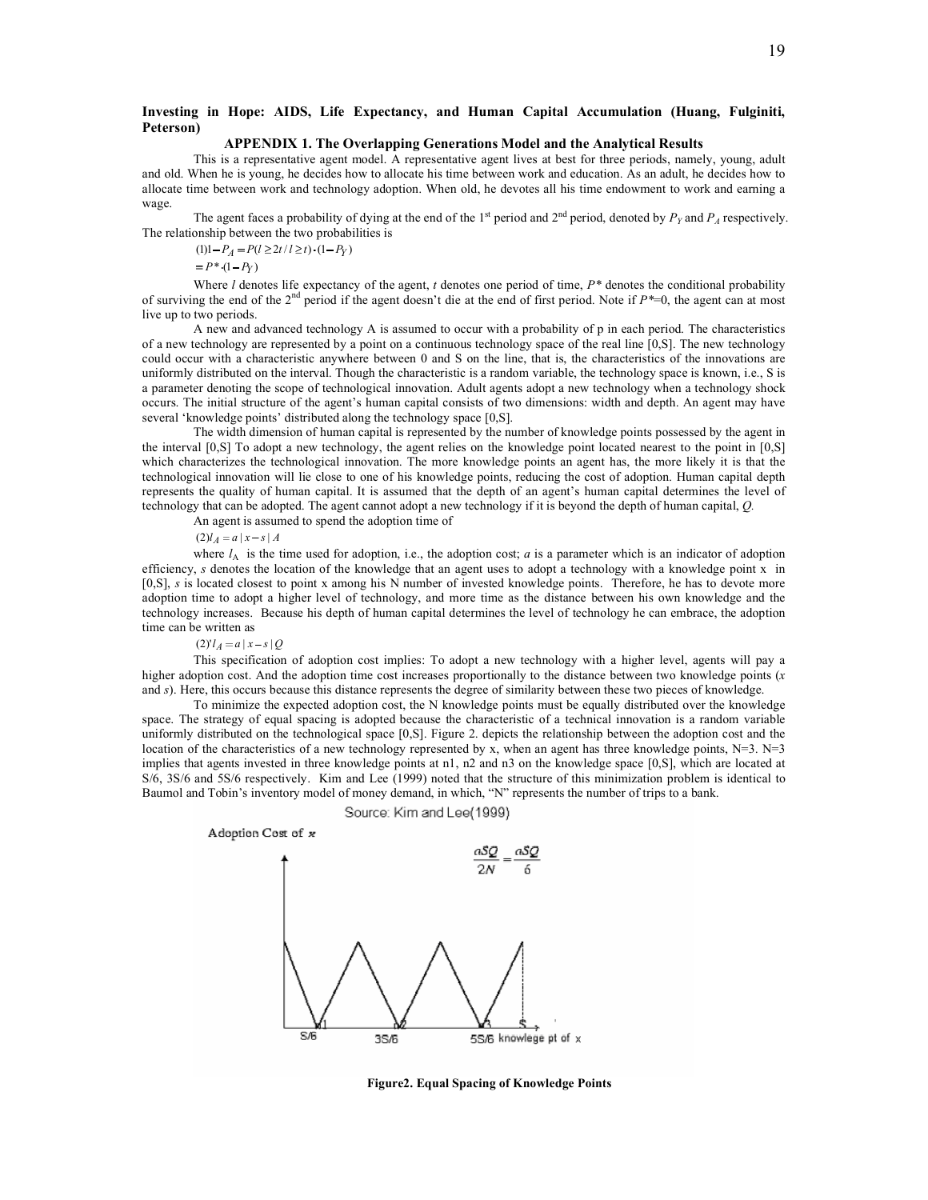**Investing in Hope: AIDS, Life Expectancy, and Human Capital Accumulation (Huang, Fulginiti, Peterson)**

### APPENDIX 1. The Overlapping Generations Model and the Analytical Results

This is a representative agent model. A representative agent lives at best for three periods, namely, young, adult and old. When he is young, he decides how to allocate his time between work and education. As an adult, he decides how to allocate time between work and technology adoption. When old, he devotes all his time endowment to work and earning a wage.

The agent faces a probability of dying at the end of the 1[st] period and 2[nd] period, denoted by $P_Y$ and $P_A$ respectively. The relationship between the two probabilities is

$$(1)\ 1-P_A = P(l \geq 2t / l \geq t)\cdot(1-P_Y)$$
$$= P^{*}\cdot(1-P_Y)$$

Where $l$ denotes life expectancy of the agent, $t$ denotes one period of time, $P^{*}$ denotes the conditional probability of surviving the end of the 2[nd] period if the agent doesn't die at the end of first period. Note if $P^{*}$=0, the agent can at most live up to two periods.

A new and advanced technology A is assumed to occur with a probability of p in each period. The characteristics of a new technology are represented by a point on a continuous technology space of the real line [0,S]. The new technology could occur with a characteristic anywhere between 0 and S on the line, that is, the characteristics of the innovations are uniformly distributed on the interval. Though the characteristic is a random variable, the technology space is known, i.e., S is a parameter denoting the scope of technological innovation. Adult agents adopt a new technology when a technology shock occurs. The initial structure of the agent's human capital consists of two dimensions: width and depth. An agent may have several 'knowledge points' distributed along the technology space [0,S].

The width dimension of human capital is represented by the number of knowledge points possessed by the agent in the interval [0,S] To adopt a new technology, the agent relies on the knowledge point located nearest to the point in [0,S] which characterizes the technological innovation. The more knowledge points an agent has, the more likely it is that the technological innovation will lie close to one of his knowledge points, reducing the cost of adoption. Human capital depth represents the quality of human capital. It is assumed that the depth of an agent's human capital determines the level of technology that can be adopted. The agent cannot adopt a new technology if it is beyond the depth of human capital, $Q$.

An agent is assumed to spend the adoption time of

$$(2)\ l_A = a\,|x-s|\,A$$

where $l_A$ is the time used for adoption, i.e., the adoption cost; $a$ is a parameter which is an indicator of adoption efficiency, $s$ denotes the location of the knowledge that an agent uses to adopt a technology with a knowledge point x in [0,S], $s$ is located closest to point x among his N number of invested knowledge points. Therefore, he has to devote more adoption time to adopt a higher level of technology, and more time as the distance between his own knowledge and the technology increases. Because his depth of human capital determines the level of technology he can embrace, the adoption time can be written as

$$(2)'\ l_A = a\,|x-s|\,Q$$

This specification of adoption cost implies: To adopt a new technology with a higher level, agents will pay a higher adoption cost. And the adoption time cost increases proportionally to the distance between two knowledge points ($x$ and $s$). Here, this occurs because this distance represents the degree of similarity between these two pieces of knowledge.

To minimize the expected adoption cost, the N knowledge points must be equally distributed over the knowledge space. The strategy of equal spacing is adopted because the characteristic of a technical innovation is a random variable uniformly distributed on the technological space [0,S]. Figure 2. depicts the relationship between the adoption cost and the location of the characteristics of a new technology represented by x, when an agent has three knowledge points, N=3. N=3 implies that agents invested in three knowledge points at n1, n2 and n3 on the knowledge space [0,S], which are located at S/6, 3S/6 and 5S/6 respectively. Kim and Lee (1999) noted that the structure of this minimization problem is identical to Baumol and Tobin's inventory model of money demand, in which, "N" represents the number of trips to a bank.

Source: Kim and Lee(1999)

Adoption Cost of x

$$\frac{aSQ}{2N} = \frac{aSQ}{6}$$

S/6 &nbsp;&nbsp; 3S/6 &nbsp;&nbsp; 5S/6 knowlege pt of x

**Figure2. Equal Spacing of Knowledge Points**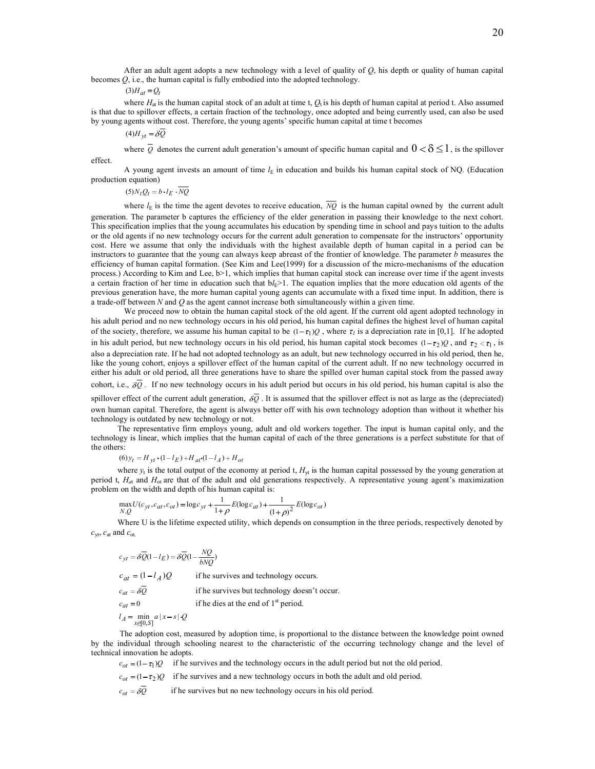After an adult agent adopts a new technology with a level of quality of $Q$, his depth or quality of human capital becomes $Q$, i.e., the human capital is fully embodied into the adopted technology.

$$(3) H_{at} = Q_t$$

where $H_{at}$ is the human capital stock of an adult at time t, $Q_t$ is his depth of human capital at period t. Also assumed is that due to spillover effects, a certain fraction of the technology, once adopted and being currently used, can also be used by young agents without cost. Therefore, the young agents' specific human capital at time t becomes

$$(4) H_{yt} = \delta \overline{Q}$$

where $\overline{Q}$ denotes the current adult generation's amount of specific human capital and $0 < \delta \leq 1$, is the spillover effect.

A young agent invests an amount of time $l_E$ in education and builds his human capital stock of NQ. (Education production equation)

$$(5) N_t Q_t = b \cdot l_E \cdot \overline{NQ}$$

where $l_E$ is the time the agent devotes to receive education, $\overline{NQ}$ is the human capital owned by the current adult generation. The parameter b captures the efficiency of the elder generation in passing their knowledge to the next cohort. This specification implies that the young accumulates his education by spending time in school and pays tuition to the adults or the old agents if no new technology occurs for the current adult generation to compensate for the instructors' opportunity cost. Here we assume that only the individuals with the highest available depth of human capital in a period can be instructors to guarantee that the young can always keep abreast of the frontier of knowledge. The parameter $b$ measures the efficiency of human capital formation. (See Kim and Lee(1999) for a discussion of the micro-mechanisms of the education process.) According to Kim and Lee, b>1, which implies that human capital stock can increase over time if the agent invests a certain fraction of her time in education such that $bl_E$>1. The equation implies that the more education old agents of the previous generation have, the more human capital young agents can accumulate with a fixed time input. In addition, there is a trade-off between $N$ and $Q$ as the agent cannot increase both simultaneously within a given time.

We proceed now to obtain the human capital stock of the old agent. If the current old agent adopted technology in his adult period and no new technology occurs in his old period, his human capital defines the highest level of human capital of the society, therefore, we assume his human capital to be $(1-\tau_1)Q$ , where $\tau_1$ is a depreciation rate in [0,1]. If he adopted in his adult period, but new technology occurs in his old period, his human capital stock becomes $(1-\tau_2)Q$ , and $\tau_2 < \tau_1$ , is also a depreciation rate. If he had not adopted technology as an adult, but new technology occurred in his old period, then he, like the young cohort, enjoys a spillover effect of the human capital of the current adult. If no new technology occurred in either his adult or old period, all three generations have to share the spilled over human capital stock from the passed away cohort, i.e., $\delta\overline{Q}$ . If no new technology occurs in his adult period but occurs in his old period, his human capital is also the spillover effect of the current adult generation, $\delta\overline{Q}$ . It is assumed that the spillover effect is not as large as the (depreciated) own human capital. Therefore, the agent is always better off with his own technology adoption than without it whether his technology is outdated by new technology or not.

The representative firm employs young, adult and old workers together. The input is human capital only, and the technology is linear, which implies that the human capital of each of the three generations is a perfect substitute for that of the others:

$$(6) y_t = H_{yt} \cdot (1-l_E) + H_{at} \cdot (1-l_A) + H_{ot}$$

where $y_t$ is the total output of the economy at period t, $H_{yt}$ is the human capital possessed by the young generation at period t, $H_{at}$ and $H_{ot}$ are that of the adult and old generations respectively. A representative young agent's maximization problem on the width and depth of his human capital is:

$$\max_{N,Q} U(c_{yt}, c_{at}, c_{ot}) = \log c_{yt} + \frac{1}{1+\rho} E(\log c_{at}) + \frac{1}{(1+\rho)^2} E(\log c_{ot})$$

Where U is the lifetime expected utility, which depends on consumption in the three periods, respectively denoted by $c_{yt}$, $c_{at}$ and $c_{ot}$.

$$c_{yt} = \delta\overline{Q}(1-l_E) = \delta\overline{Q}(1-\frac{NQ}{b\overline{NQ}})$$

$c_{at} = (1-l_A)Q$ if he survives and technology occurs.

$c_{at} = \delta\overline{Q}$ if he survives but technology doesn't occur.

$c_{at} = 0$ if he dies at the end of 1[st] period.

$$l_A = \min_{x \in [0,S]} a|x-s| \cdot Q$$

The adoption cost, measured by adoption time, is proportional to the distance between the knowledge point owned by the individual through schooling nearest to the characteristic of the occurring technology change and the level of technical innovation he adopts.

$c_{ot} = (1-\tau_1)Q$ if he survives and the technology occurs in the adult period but not the old period.

$c_{ot} = (1-\tau_2)Q$ if he survives and a new technology occurs in both the adult and old period.

$c_{ot} = \delta\overline{Q}$ if he survives but no new technology occurs in his old period.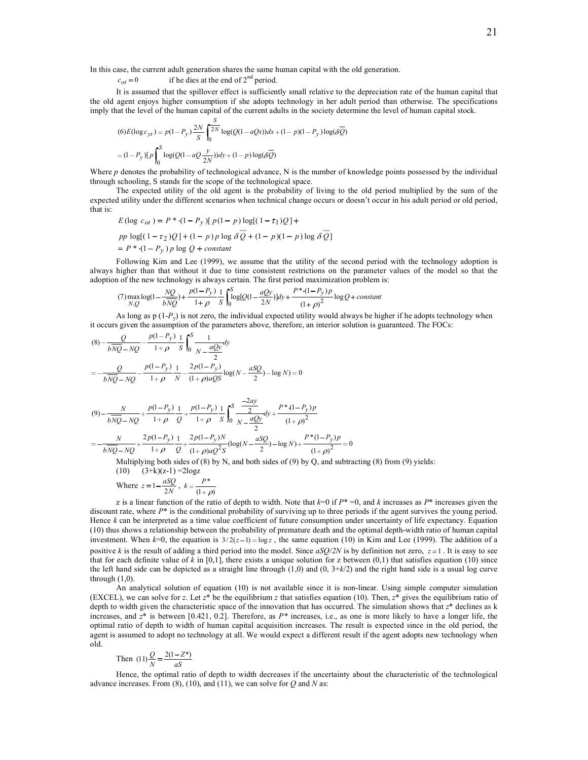In this case, the current adult generation shares the same human capital with the old generation.

$c_{ot} = 0$ if he dies at the end of 2nd period.

It is assumed that the spillover effect is sufficiently small relative to the depreciation rate of the human capital that the old agent enjoys higher consumption if she adopts technology in her adult period than otherwise. The specifications imply that the level of the human capital of the current adults in the society determine the level of human capital stock.

$$(6) E(\log c_{yt}) = p(1-P_y)\frac{2N}{S}\int_0^{\frac{S}{2N}} \log(Q(1-aQx))dx + (1-p)(1-P_y)\log(\delta\overline{Q})$$

$$= (1-P_y)[p\int_0^S \log(Q(1-aQ\frac{y}{2N}))dy + (1-p)\log(\delta\overline{Q})$$

Where *p* denotes the probability of technological advance, N is the number of knowledge points possessed by the individual through schooling, S stands for the scope of the technological space.

The expected utility of the old agent is the probability of living to the old period multiplied by the sum of the expected utility under the different scenarios when technical change occurs or doesn't occur in his adult period or old period, that is:

$$E(\log c_{ot}) = P^* \cdot (1-P_y)[p(1-p)\log[(1-\tau_1)Q] +$$

$$pp\log[(1-\tau_2)Q] + (1-p)p\log\delta\overline{Q} + (1-p)(1-p)\log\delta\overline{Q}]$$

$$= P^* \cdot (1-P_y)p\log Q + constant$$

Following Kim and Lee (1999), we assume that the utility of the second period with the technology adoption is always higher than that without it due to time consistent restrictions on the parameter values of the model so that the adoption of the new technology is always certain. The first period maximization problem is:

$$(7)\max_{N,Q} \log(1-\frac{NQ}{b\overline{NQ}}) + \frac{p(1-P_y)}{1+\rho}\frac{1}{S}\int_0^S \log[Q(1-\frac{aQy}{2N})]dy + \frac{P^* \cdot (1-P_y)p}{(1+\rho)^2}\log Q + constant$$

As long as p $(1-P_y)$ is not zero, the individual expected utility would always be higher if he adopts technology when it occurs given the assumption of the parameters above, therefore, an interior solution is guaranteed. The FOCs:

$$(8) -\frac{Q}{b\overline{NQ}-NQ} - \frac{p(1-P_y)}{1+\rho}\frac{1}{S}\int_0^S \frac{1}{N-\frac{aQy}{2}}dy$$

$$= -\frac{Q}{b\overline{NQ}-NQ} - \frac{p(1-P_y)}{1+\rho}\frac{1}{N} - \frac{2p(1-P_y)}{(1+\rho)aQS}\log(N-\frac{aSQ}{2}) - \log N) = 0$$

$$(9) -\frac{N}{b\overline{NQ}-NQ} + \frac{p(1-P_y)}{1+\rho}\frac{1}{Q} + \frac{p(1-P_y)}{1+\rho}\frac{1}{S}\int_0^S \frac{\frac{-2ay}{2}}{N-\frac{aQy}{2}}dy + \frac{P^* \cdot (1-P_y)p}{(1+\rho)^2}$$

$$= -\frac{N}{b\overline{NQ}-NQ} + \frac{2p(1-P_y)}{1+\rho}\frac{1}{Q} + \frac{2p(1-P_y)N}{(1+\rho)aQ^2S}(\log(N-\frac{aSQ}{2}) - \log N) + \frac{P^*(1-P_y)p}{(1+\rho)^2} = 0$$

Multiplying both sides of (8) by N, and both sides of (9) by Q, and subtracting (8) from (9) yields:

(10) $(3+k)(z-1) = 2\log z$

Where $z = 1 - \frac{aSQ}{2N}$, $k = \frac{P^*}{(1+\rho)}$

z is a linear function of the ratio of depth to width. Note that $k$=0 if $P^*$ =0, and $k$ increases as $P^*$ increases given the discount rate, where $P^*$ is the conditional probability of surviving up to three periods if the agent survives the young period. Hence k can be interpreted as a time value coefficient of future consumption under uncertainty of life expectancy. Equation (10) thus shows a relationship between the probability of premature death and the optimal depth-width ratio of human capital investment. When $k$=0, the equation is $3/2(z-1) = \log z$, the same equation (10) in Kim and Lee (1999). The addition of a positive $k$ is the result of adding a third period into the model. Since $aSQ/2N$ is by definition not zero, $z \neq 1$. It is easy to see that for each definite value of $k$ in [0,1], there exists a unique solution for z between (0,1) that satisfies equation (10) since the left hand side can be depicted as a straight line through (1,0) and (0, 3+$k$/2) and the right hand side is a usual log curve through (1,0).

An analytical solution of equation (10) is not available since it is non-linear. Using simple computer simulation (EXCEL), we can solve for $z$. Let $z^*$ be the equilibrium $z$ that satisfies equation (10). Then, $z^*$ gives the equilibrium ratio of depth to width given the characteristic space of the innovation that has occurred. The simulation shows that $z^*$ declines as k increases, and $z^*$ is between [0.421, 0.2]. Therefore, as $P^*$ increases, i.e., as one is more likely to have a longer life, the optimal ratio of depth to width of human capital acquisition increases. The result is expected since in the old period, the agent is assumed to adopt no technology at all. We would expect a different result if the agent adopts new technology when old.

Then $(11)\frac{Q}{N} = \frac{2(1-Z^*)}{aS}$

Hence, the optimal ratio of depth to width decreases if the uncertainty about the characteristic of the technological advance increases. From (8), (10), and (11), we can solve for $Q$ and $N$ as: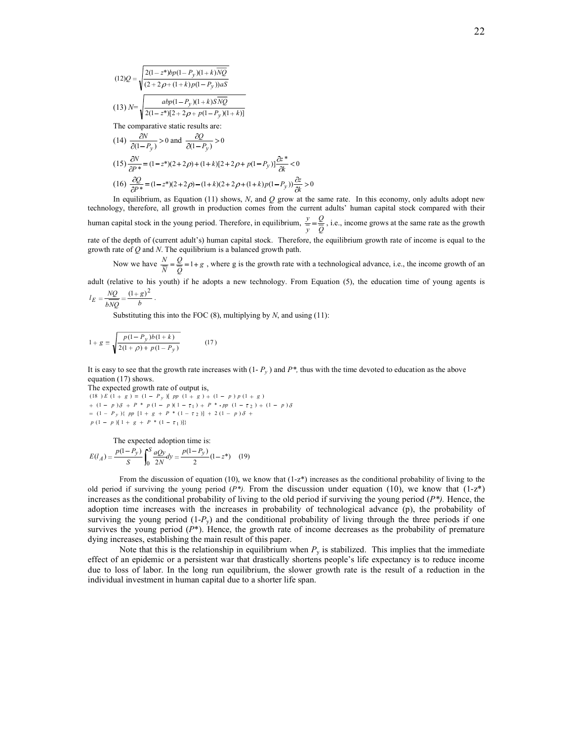$$(12) Q = \sqrt{\frac{2(1-z^*)bp(1-P_y)(1+k)\overline{NQ}}{(2+2\rho+(1+k)p(1-P_y))aS}}$$

$$(13)\ N = \sqrt{\frac{abp(1-P_y)(1+k)S\overline{NQ}}{2(1-z^*)[2+2\rho+p(1-P_y)(1+k)]}}$$

The comparative static results are:

$$(14)\ \frac{\partial N}{\partial(1-P_y)} > 0 \text{ and } \frac{\partial Q}{\partial(1-P_y)} > 0$$

$$(15) \frac{\partial N}{\partial P^*} = (1-z^*)(2+2\rho) + (1+k)[2+2\rho+p(1-P_y)]\frac{\partial z^*}{\partial k} < 0$$

$$(16)\ \frac{\partial Q}{\partial P^*} = (1-z^*)(2+2\rho) - (1+k)(2+2\rho+(1+k)p(1-P_y))\frac{\partial z}{\partial k} > 0$$

In equilibrium, as Equation (11) shows, $N$, and $Q$ grow at the same rate. In this economy, only adults adopt new technology, therefore, all growth in production comes from the current adults' human capital stock compared with their human capital stock in the young period. Therefore, in equilibrium, $\frac{y}{y} = \frac{Q}{Q}$, i.e., income grows at the same rate as the growth rate of the depth of (current adult's) human capital stock. Therefore, the equilibrium growth rate of income is equal to the growth rate of $Q$ and $N$. The equilibrium is a balanced growth path.

Now we have $\frac{N}{N} = \frac{Q}{Q} = 1+g$, where g is the growth rate with a technological advance, i.e., the income growth of an adult (relative to his youth) if he adopts a new technology. From Equation (5), the education time of young agents is $l_E = \frac{NQ}{b\overline{NQ}} = \frac{(1+g)^2}{b}$.

Substituting this into the FOC (8), multiplying by $N$, and using (11):

$$1+g = \sqrt{\frac{p(1-P_y)b(1+k)}{2(1+\rho)+p(1-P_y)}} \qquad (17)$$

It is easy to see that the growth rate increases with $(1-P_y)$ and $P^*$, thus with the time devoted to education as the above equation (17) shows.

The expected growth rate of output is,

$$\begin{aligned}
(18)\ E(1+g) &= (1-P_y)[pp(1+g) + (1-p)p(1+g) \\
&\quad + (1-p)\delta + P^*p(1-p)(1-\tau_1) + P^*\cdot pp(1-\tau_2) + (1-p)\delta \\
&= (1-P_y)\{pp[1+g+P^*(1-\tau_2)] + 2(1-p)\delta + \\
&\quad p(1-p)[1+g+P^*(1-\tau_1)]\}
\end{aligned}$$

The expected adoption time is:

$$E(l_A) = \frac{p(1-P_y)}{S}\int_0^S \frac{aQy}{2N}dy = \frac{p(1-P_y)}{2}(1-z^*) \quad (19)$$

From the discussion of equation (10), we know that (1-z*) increases as the conditional probability of living to the old period if surviving the young period ($P^*$). From the discussion under equation (10), we know that (1-z*) increases as the conditional probability of living to the old period if surviving the young period ($P^*$). Hence, the adoption time increases with the increases in probability of technological advance (p), the probability of surviving the young period ($1-P_y$) and the conditional probability of living through the three periods if one survives the young period ($P^*$). Hence, the growth rate of income decreases as the probability of premature dying increases, establishing the main result of this paper.

Note that this is the relationship in equilibrium when $P_y$ is stabilized. This implies that the immediate effect of an epidemic or a persistent war that drastically shortens people's life expectancy is to reduce income due to loss of labor. In the long run equilibrium, the slower growth rate is the result of a reduction in the individual investment in human capital due to a shorter life span.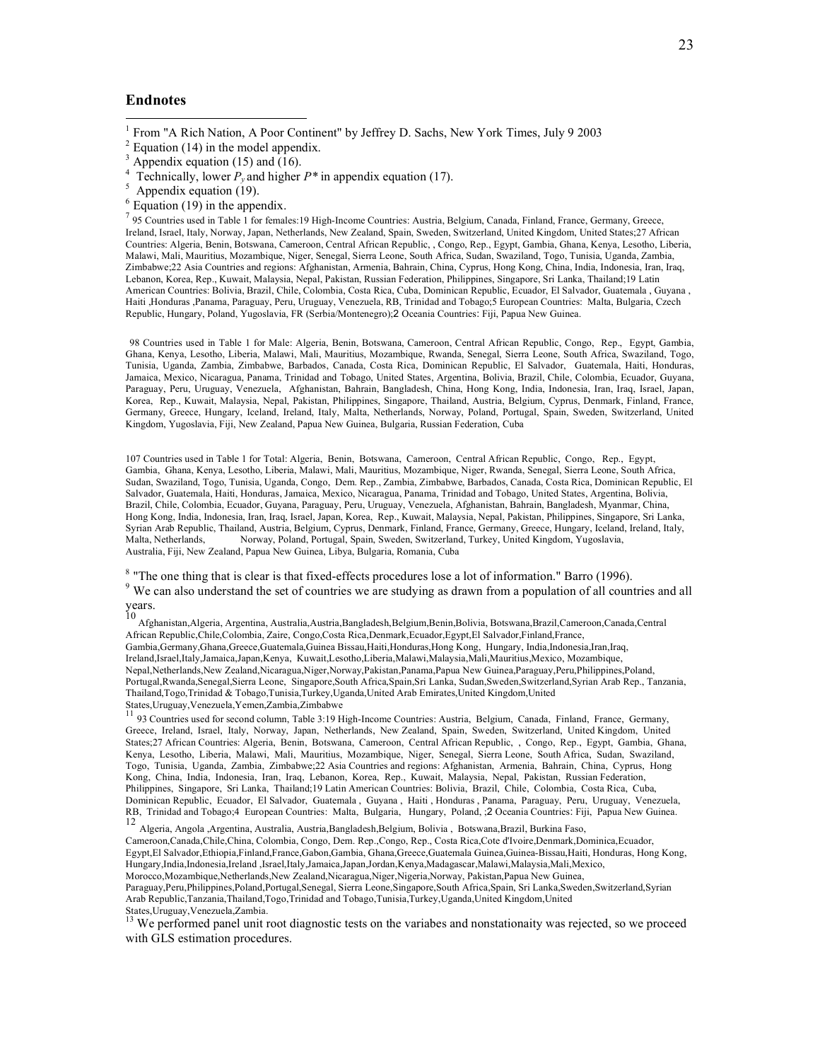## Endnotes

[1] From "A Rich Nation, A Poor Continent" by Jeffrey D. Sachs, New York Times, July 9 2003

[2] Equation (14) in the model appendix.

[3] Appendix equation (15) and (16).

[4] Technically, lower $P_y$ and higher $P^*$ in appendix equation (17).

[5] Appendix equation (19).

[6] Equation (19) in the appendix.

[7] 95 Countries used in Table 1 for females:19 High-Income Countries: Austria, Belgium, Canada, Finland, France, Germany, Greece, Ireland, Israel, Italy, Norway, Japan, Netherlands, New Zealand, Spain, Sweden, Switzerland, United Kingdom, United States;27 African Countries: Algeria, Benin, Botswana, Cameroon, Central African Republic, , Congo, Rep., Egypt, Gambia, Ghana, Kenya, Lesotho, Liberia, Malawi, Mali, Mauritius, Mozambique, Niger, Senegal, Sierra Leone, South Africa, Sudan, Swaziland, Togo, Tunisia, Uganda, Zambia, Zimbabwe;22 Asia Countries and regions: Afghanistan, Armenia, Bahrain, China, Cyprus, Hong Kong, China, India, Indonesia, Iran, Iraq, Lebanon, Korea, Rep., Kuwait, Malaysia, Nepal, Pakistan, Russian Federation, Philippines, Singapore, Sri Lanka, Thailand;19 Latin American Countries: Bolivia, Brazil, Chile, Colombia, Costa Rica, Cuba, Dominican Republic, Ecuador, El Salvador, Guatemala , Guyana , Haiti ,Honduras ,Panama, Paraguay, Peru, Uruguay, Venezuela, RB, Trinidad and Tobago;5 European Countries: Malta, Bulgaria, Czech Republic, Hungary, Poland, Yugoslavia, FR (Serbia/Montenegro);2 Oceania Countries: Fiji, Papua New Guinea.

98 Countries used in Table 1 for Male: Algeria, Benin, Botswana, Cameroon, Central African Republic, Congo, Rep., Egypt, Gambia, Ghana, Kenya, Lesotho, Liberia, Malawi, Mali, Mauritius, Mozambique, Rwanda, Senegal, Sierra Leone, South Africa, Swaziland, Togo, Tunisia, Uganda, Zambia, Zimbabwe, Barbados, Canada, Costa Rica, Dominican Republic, El Salvador, Guatemala, Haiti, Honduras, Jamaica, Mexico, Nicaragua, Panama, Trinidad and Tobago, United States, Argentina, Bolivia, Brazil, Chile, Colombia, Ecuador, Guyana, Paraguay, Peru, Uruguay, Venezuela, Afghanistan, Bahrain, Bangladesh, China, Hong Kong, India, Indonesia, Iran, Iraq, Israel, Japan, Korea, Rep., Kuwait, Malaysia, Nepal, Pakistan, Philippines, Singapore, Thailand, Austria, Belgium, Cyprus, Denmark, Finland, France, Germany, Greece, Hungary, Iceland, Ireland, Italy, Malta, Netherlands, Norway, Poland, Portugal, Spain, Sweden, Switzerland, United Kingdom, Yugoslavia, Fiji, New Zealand, Papua New Guinea, Bulgaria, Russian Federation, Cuba

107 Countries used in Table 1 for Total: Algeria, Benin, Botswana, Cameroon, Central African Republic, Congo, Rep., Egypt, Gambia, Ghana, Kenya, Lesotho, Liberia, Malawi, Mali, Mauritius, Mozambique, Niger, Rwanda, Senegal, Sierra Leone, South Africa, Sudan, Swaziland, Togo, Tunisia, Uganda, Congo, Dem. Rep., Zambia, Zimbabwe, Barbados, Canada, Costa Rica, Dominican Republic, El Salvador, Guatemala, Haiti, Honduras, Jamaica, Mexico, Nicaragua, Panama, Trinidad and Tobago, United States, Argentina, Bolivia, Brazil, Chile, Colombia, Ecuador, Guyana, Paraguay, Peru, Uruguay, Venezuela, Afghanistan, Bahrain, Bangladesh, Myanmar, China, Hong Kong, India, Indonesia, Iran, Iraq, Israel, Japan, Korea, Rep., Kuwait, Malaysia, Nepal, Pakistan, Philippines, Singapore, Sri Lanka, Syrian Arab Republic, Thailand, Austria, Belgium, Cyprus, Denmark, Finland, France, Germany, Greece, Hungary, Iceland, Ireland, Italy, Malta, Netherlands, Norway, Poland, Portugal, Spain, Sweden, Switzerland, Turkey, United Kingdom, Yugoslavia, Australia, Fiji, New Zealand, Papua New Guinea, Libya, Bulgaria, Romania, Cuba

[8] "The one thing that is clear is that fixed-effects procedures lose a lot of information." Barro (1996).

[9] We can also understand the set of countries we are studying as drawn from a population of all countries and all years.

[10] Afghanistan,Algeria, Argentina, Australia,Austria,Bangladesh,Belgium,Benin,Bolivia, Botswana,Brazil,Cameroon,Canada,Central African Republic,Chile,Colombia, Zaire, Congo,Costa Rica,Denmark,Ecuador,Egypt,El Salvador,Finland,France, Gambia,Germany,Ghana,Greece,Guatemala,Guinea Bissau,Haiti,Honduras,Hong Kong, Hungary, India,Indonesia,Iran,Iraq, Ireland,Israel,Italy,Jamaica,Japan,Kenya, Kuwait,Lesotho,Liberia,Malawi,Malaysia,Mali,Mauritius,Mexico, Mozambique, Nepal,Netherlands,New Zealand,Nicaragua,Niger,Norway,Pakistan,Panama,Papua New Guinea,Paraguay,Peru,Philippines,Poland, Portugal,Rwanda,Senegal,Sierra Leone, Singapore,South Africa,Spain,Sri Lanka, Sudan,Sweden,Switzerland,Syrian Arab Rep., Tanzania, Thailand,Togo,Trinidad & Tobago,Tunisia,Turkey,Uganda,United Arab Emirates,United Kingdom,United States,Uruguay,Venezuela,Yemen,Zambia,Zimbabwe

[11] 93 Countries used for second column, Table 3:19 High-Income Countries: Austria, Belgium, Canada, Finland, France, Germany, Greece, Ireland, Israel, Italy, Norway, Japan, Netherlands, New Zealand, Spain, Sweden, Switzerland, United Kingdom, United States;27 African Countries: Algeria, Benin, Botswana, Cameroon, Central African Republic, , Congo, Rep., Egypt, Gambia, Ghana, Kenya, Lesotho, Liberia, Malawi, Mali, Mauritius, Mozambique, Niger, Senegal, Sierra Leone, South Africa, Sudan, Swaziland, Togo, Tunisia, Uganda, Zambia, Zimbabwe;22 Asia Countries and regions: Afghanistan, Armenia, Bahrain, China, Cyprus, Hong Kong, China, India, Indonesia, Iran, Iraq, Lebanon, Korea, Rep., Kuwait, Malaysia, Nepal, Pakistan, Russian Federation, Philippines, Singapore, Sri Lanka, Thailand;19 Latin American Countries: Bolivia, Brazil, Chile, Colombia, Costa Rica, Cuba, Dominican Republic, Ecuador, El Salvador, Guatemala , Guyana , Haiti , Honduras , Panama, Paraguay, Peru, Uruguay, Venezuela, RB, Trinidad and Tobago;4 European Countries: Malta, Bulgaria, Hungary, Poland, ;2 Oceania Countries: Fiji, Papua New Guinea.

[12] Algeria, Angola ,Argentina, Australia, Austria,Bangladesh,Belgium, Bolivia , Botswana,Brazil, Burkina Faso, Cameroon,Canada,Chile,China, Colombia, Congo, Dem. Rep.,Congo, Rep., Costa Rica,Cote d'Ivoire,Denmark,Dominica,Ecuador, Egypt,El Salvador,Ethiopia,Finland,France,Gabon,Gambia, Ghana,Greece,Guatemala Guinea,Guinea-Bissau,Haiti, Honduras, Hong Kong, Hungary,India,Indonesia,Ireland ,Israel,Italy,Jamaica,Japan,Jordan,Kenya,Madagascar,Malawi,Malaysia,Mali,Mexico, Morocco,Mozambique,Netherlands,New Zealand,Nicaragua,Niger,Nigeria,Norway, Pakistan,Panama,Papua New Guinea, Paraguay,Peru,Philippines,Poland,Portugal,Senegal, Sierra Leone,Singapore,South Africa,Spain, Sri Lanka,Sweden,Switzerland,Syrian Arab Republic,Tanzania,Thailand,Togo,Trinidad and Tobago,Tunisia,Turkey,Uganda,United Kingdom,United States,Uruguay,Venezuela,Zambia.

[13] We performed panel unit root diagnostic tests on the variabes and nonstationaity was rejected, so we proceed with GLS estimation procedures.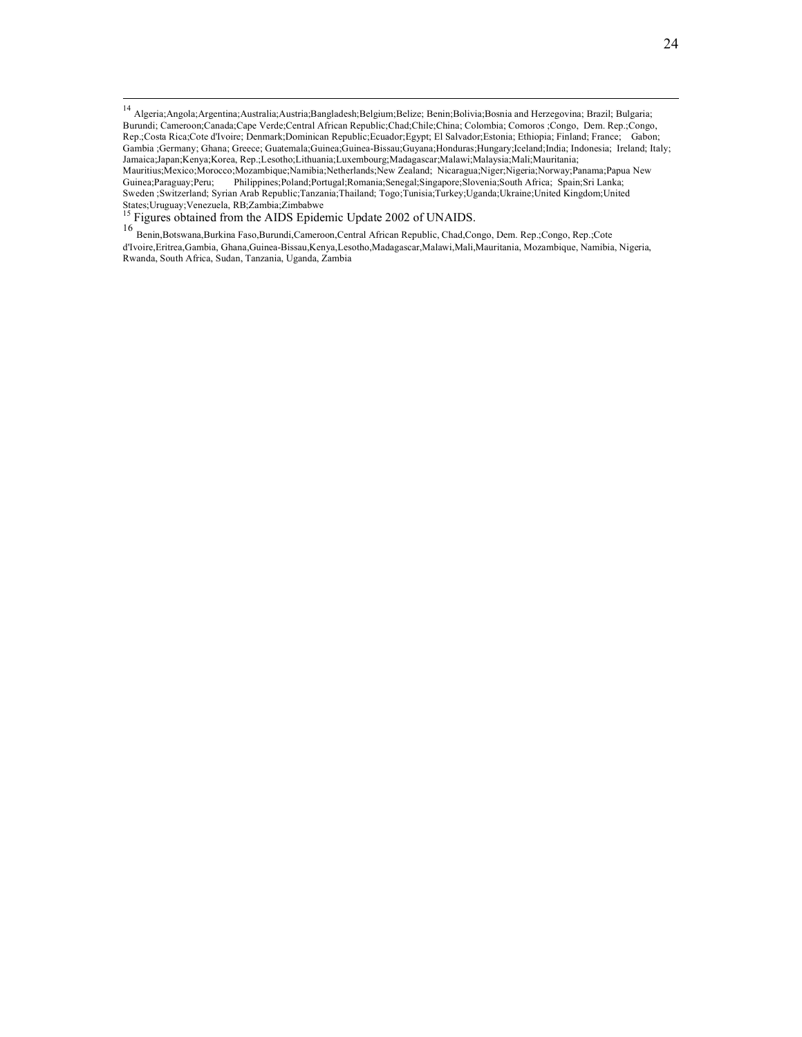[14] Algeria;Angola;Argentina;Australia;Austria;Bangladesh;Belgium;Belize; Benin;Bolivia;Bosnia and Herzegovina; Brazil; Bulgaria; Burundi; Cameroon;Canada;Cape Verde;Central African Republic;Chad;Chile;China; Colombia; Comoros ;Congo, Dem. Rep.;Congo, Rep.;Costa Rica;Cote d'Ivoire; Denmark;Dominican Republic;Ecuador;Egypt; El Salvador;Estonia; Ethiopia; Finland; France; Gabon; Gambia ;Germany; Ghana; Greece; Guatemala;Guinea;Guinea-Bissau;Guyana;Honduras;Hungary;Iceland;India; Indonesia; Ireland; Italy; Jamaica;Japan;Kenya;Korea, Rep.;Lesotho;Lithuania;Luxembourg;Madagascar;Malawi;Malaysia;Mali;Mauritania; Mauritius;Mexico;Morocco;Mozambique;Namibia;Netherlands;New Zealand; Nicaragua;Niger;Nigeria;Norway;Panama;Papua New Guinea;Paraguay;Peru; Philippines;Poland;Portugal;Romania;Senegal;Singapore;Slovenia;South Africa; Spain;Sri Lanka; Sweden ;Switzerland; Syrian Arab Republic;Tanzania;Thailand; Togo;Tunisia;Turkey;Uganda;Ukraine;United Kingdom;United States;Uruguay;Venezuela, RB;Zambia;Zimbabwe

[15] Figures obtained from the AIDS Epidemic Update 2002 of UNAIDS.

[16] Benin,Botswana,Burkina Faso,Burundi,Cameroon,Central African Republic, Chad,Congo, Dem. Rep.;Congo, Rep.;Cote d'Ivoire,Eritrea,Gambia, Ghana,Guinea-Bissau,Kenya,Lesotho,Madagascar,Malawi,Mali,Mauritania, Mozambique, Namibia, Nigeria, Rwanda, South Africa, Sudan, Tanzania, Uganda, Zambia